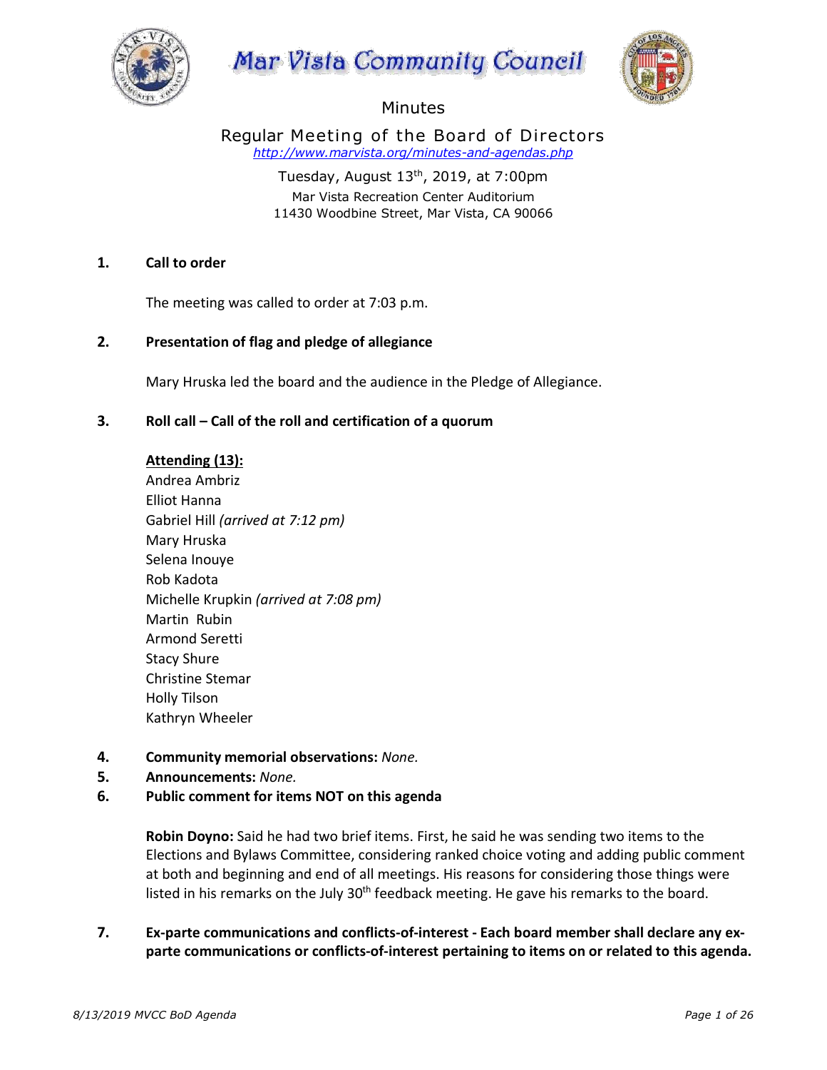# Mar Vista Community Council

## Minutes

### Regular Meeting of the Board of Directors

*http://www.marvista.org/minutes-and-agendas.php*

Tuesday, August 13th, 2019, at 7:00pm
Mar Vista Recreation Center Auditorium
11430 Woodbine Street, Mar Vista, CA 90066

**1. Call to order**

The meeting was called to order at 7:03 p.m.

**2. Presentation of flag and pledge of allegiance**

Mary Hruska led the board and the audience in the Pledge of Allegiance.

**3. Roll call – Call of the roll and certification of a quorum**

**Attending (13):**
Andrea Ambriz
Elliot Hanna
Gabriel Hill *(arrived at 7:12 pm)*
Mary Hruska
Selena Inouye
Rob Kadota
Michelle Krupkin *(arrived at 7:08 pm)*
Martin Rubin
Armond Seretti
Stacy Shure
Christine Stemar
Holly Tilson
Kathryn Wheeler

**4. Community memorial observations:** *None.*

**5. Announcements:** *None.*

**6. Public comment for items NOT on this agenda**

**Robin Doyno:** Said he had two brief items. First, he said he was sending two items to the Elections and Bylaws Committee, considering ranked choice voting and adding public comment at both and beginning and end of all meetings. His reasons for considering those things were listed in his remarks on the July 30th feedback meeting. He gave his remarks to the board.

**7. Ex-parte communications and conflicts-of-interest - Each board member shall declare any ex-parte communications or conflicts-of-interest pertaining to items on or related to this agenda.**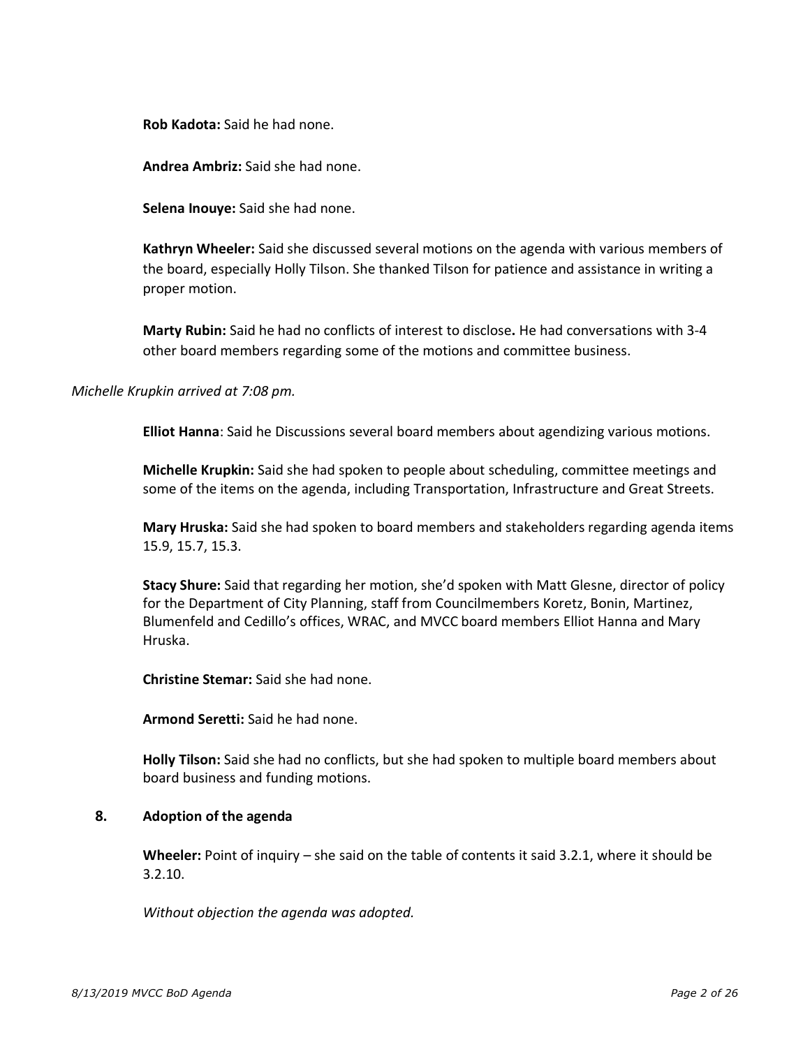**Rob Kadota:** Said he had none.

**Andrea Ambriz:** Said she had none.

**Selena Inouye:** Said she had none.

**Kathryn Wheeler:** Said she discussed several motions on the agenda with various members of the board, especially Holly Tilson. She thanked Tilson for patience and assistance in writing a proper motion.

**Marty Rubin:** Said he had no conflicts of interest to disclose**.** He had conversations with 3-4 other board members regarding some of the motions and committee business.

*Michelle Krupkin arrived at 7:08 pm.*

**Elliot Hanna**: Said he Discussions several board members about agendizing various motions.

**Michelle Krupkin:** Said she had spoken to people about scheduling, committee meetings and some of the items on the agenda, including Transportation, Infrastructure and Great Streets.

**Mary Hruska:** Said she had spoken to board members and stakeholders regarding agenda items 15.9, 15.7, 15.3.

**Stacy Shure:** Said that regarding her motion, she'd spoken with Matt Glesne, director of policy for the Department of City Planning, staff from Councilmembers Koretz, Bonin, Martinez, Blumenfeld and Cedillo's offices, WRAC, and MVCC board members Elliot Hanna and Mary Hruska.

**Christine Stemar:** Said she had none.

**Armond Seretti:** Said he had none.

**Holly Tilson:** Said she had no conflicts, but she had spoken to multiple board members about board business and funding motions.

## 8. Adoption of the agenda

**Wheeler:** Point of inquiry – she said on the table of contents it said 3.2.1, where it should be 3.2.10.

*Without objection the agenda was adopted.*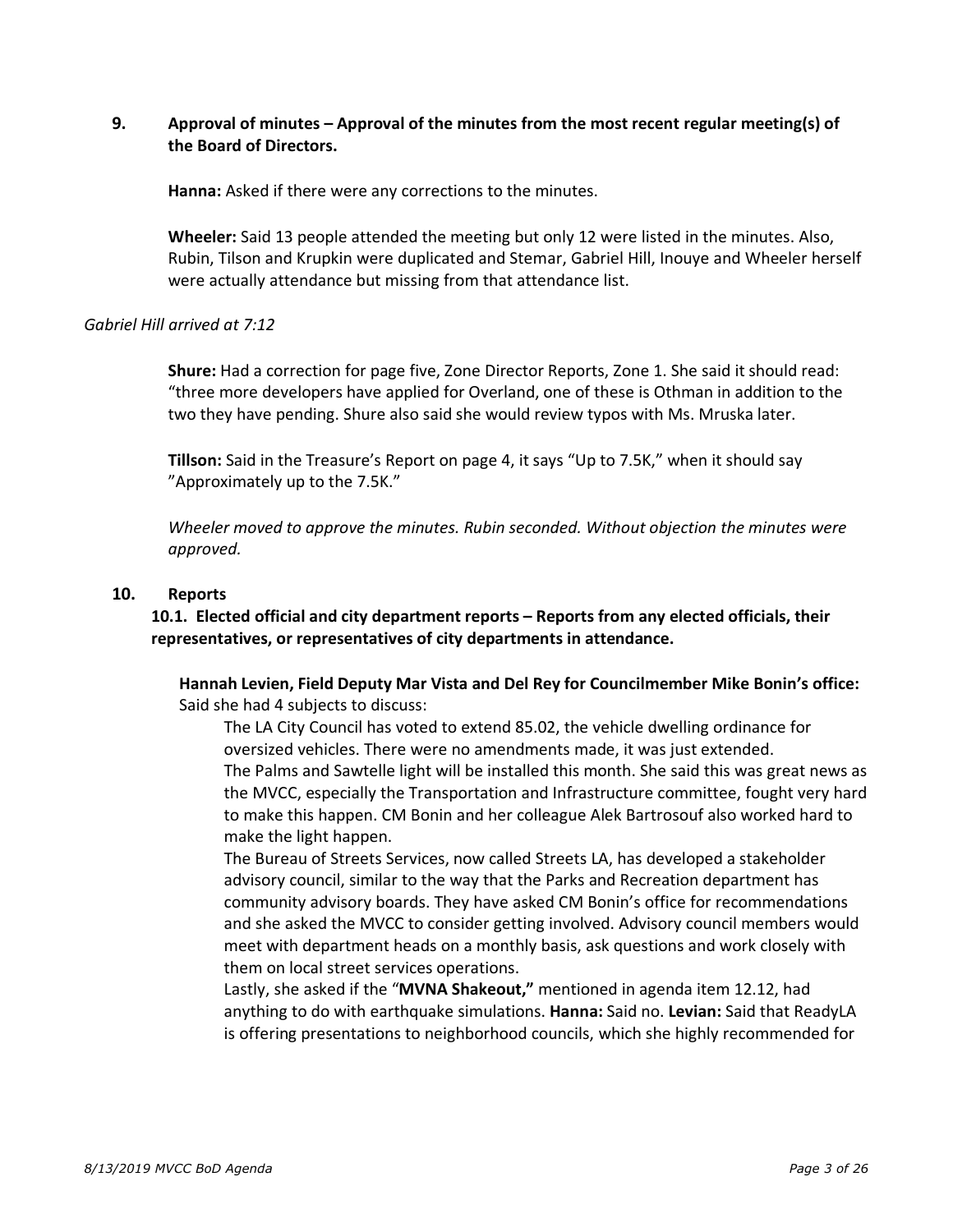## 9. Approval of minutes – Approval of the minutes from the most recent regular meeting(s) of the Board of Directors.

**Hanna:** Asked if there were any corrections to the minutes.

**Wheeler:** Said 13 people attended the meeting but only 12 were listed in the minutes. Also, Rubin, Tilson and Krupkin were duplicated and Stemar, Gabriel Hill, Inouye and Wheeler herself were actually attendance but missing from that attendance list.

*Gabriel Hill arrived at 7:12*

**Shure:** Had a correction for page five, Zone Director Reports, Zone 1. She said it should read: "three more developers have applied for Overland, one of these is Othman in addition to the two they have pending. Shure also said she would review typos with Ms. Mruska later.

**Tillson:** Said in the Treasure's Report on page 4, it says "Up to 7.5K," when it should say "Approximately up to the 7.5K."

*Wheeler moved to approve the minutes. Rubin seconded. Without objection the minutes were approved.*

## 10. Reports

### 10.1. Elected official and city department reports – Reports from any elected officials, their representatives, or representatives of city departments in attendance.

**Hannah Levien, Field Deputy Mar Vista and Del Rey for Councilmember Mike Bonin's office:** Said she had 4 subjects to discuss:

The LA City Council has voted to extend 85.02, the vehicle dwelling ordinance for oversized vehicles. There were no amendments made, it was just extended.

The Palms and Sawtelle light will be installed this month. She said this was great news as the MVCC, especially the Transportation and Infrastructure committee, fought very hard to make this happen. CM Bonin and her colleague Alek Bartrosouf also worked hard to make the light happen.

The Bureau of Streets Services, now called Streets LA, has developed a stakeholder advisory council, similar to the way that the Parks and Recreation department has community advisory boards. They have asked CM Bonin's office for recommendations and she asked the MVCC to consider getting involved. Advisory council members would meet with department heads on a monthly basis, ask questions and work closely with them on local street services operations.

Lastly, she asked if the "**MVNA Shakeout,**" mentioned in agenda item 12.12, had anything to do with earthquake simulations. **Hanna:** Said no. **Levian:** Said that ReadyLA is offering presentations to neighborhood councils, which she highly recommended for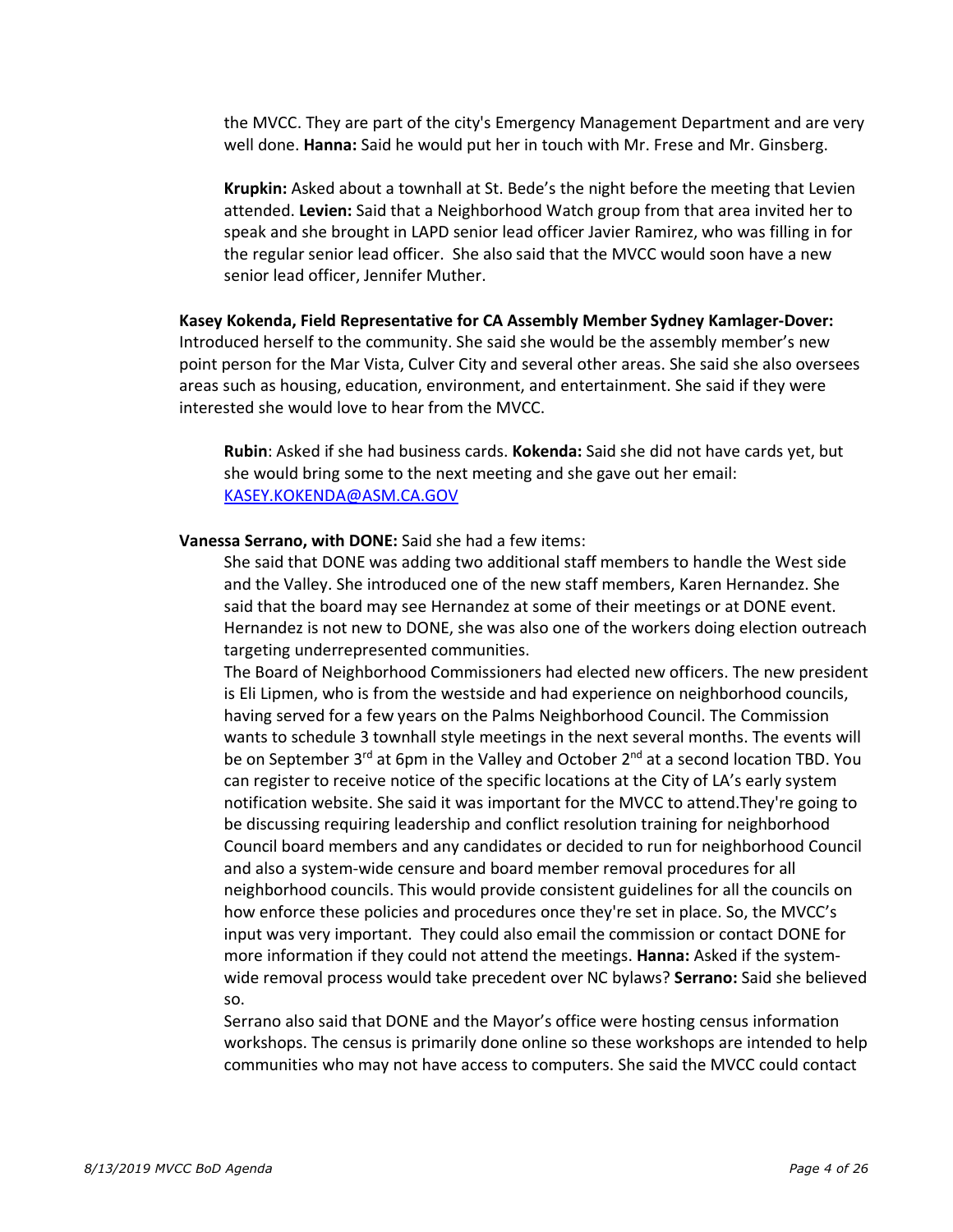the MVCC. They are part of the city's Emergency Management Department and are very well done. **Hanna:** Said he would put her in touch with Mr. Frese and Mr. Ginsberg.

**Krupkin:** Asked about a townhall at St. Bede's the night before the meeting that Levien attended. **Levien:** Said that a Neighborhood Watch group from that area invited her to speak and she brought in LAPD senior lead officer Javier Ramirez, who was filling in for the regular senior lead officer. She also said that the MVCC would soon have a new senior lead officer, Jennifer Muther.

**Kasey Kokenda, Field Representative for CA Assembly Member Sydney Kamlager-Dover:** Introduced herself to the community. She said she would be the assembly member's new point person for the Mar Vista, Culver City and several other areas. She said she also oversees areas such as housing, education, environment, and entertainment. She said if they were interested she would love to hear from the MVCC.

**Rubin**: Asked if she had business cards. **Kokenda:** Said she did not have cards yet, but she would bring some to the next meeting and she gave out her email: KASEY.KOKENDA@ASM.CA.GOV

**Vanessa Serrano, with DONE:** Said she had a few items:

She said that DONE was adding two additional staff members to handle the West side and the Valley. She introduced one of the new staff members, Karen Hernandez. She said that the board may see Hernandez at some of their meetings or at DONE event. Hernandez is not new to DONE, she was also one of the workers doing election outreach targeting underrepresented communities.

The Board of Neighborhood Commissioners had elected new officers. The new president is Eli Lipmen, who is from the westside and had experience on neighborhood councils, having served for a few years on the Palms Neighborhood Council. The Commission wants to schedule 3 townhall style meetings in the next several months. The events will be on September 3rd at 6pm in the Valley and October 2nd at a second location TBD. You can register to receive notice of the specific locations at the City of LA's early system notification website. She said it was important for the MVCC to attend.They're going to be discussing requiring leadership and conflict resolution training for neighborhood Council board members and any candidates or decided to run for neighborhood Council and also a system-wide censure and board member removal procedures for all neighborhood councils. This would provide consistent guidelines for all the councils on how enforce these policies and procedures once they're set in place. So, the MVCC's input was very important. They could also email the commission or contact DONE for more information if they could not attend the meetings. **Hanna:** Asked if the system-wide removal process would take precedent over NC bylaws? **Serrano:** Said she believed so.

Serrano also said that DONE and the Mayor's office were hosting census information workshops. The census is primarily done online so these workshops are intended to help communities who may not have access to computers. She said the MVCC could contact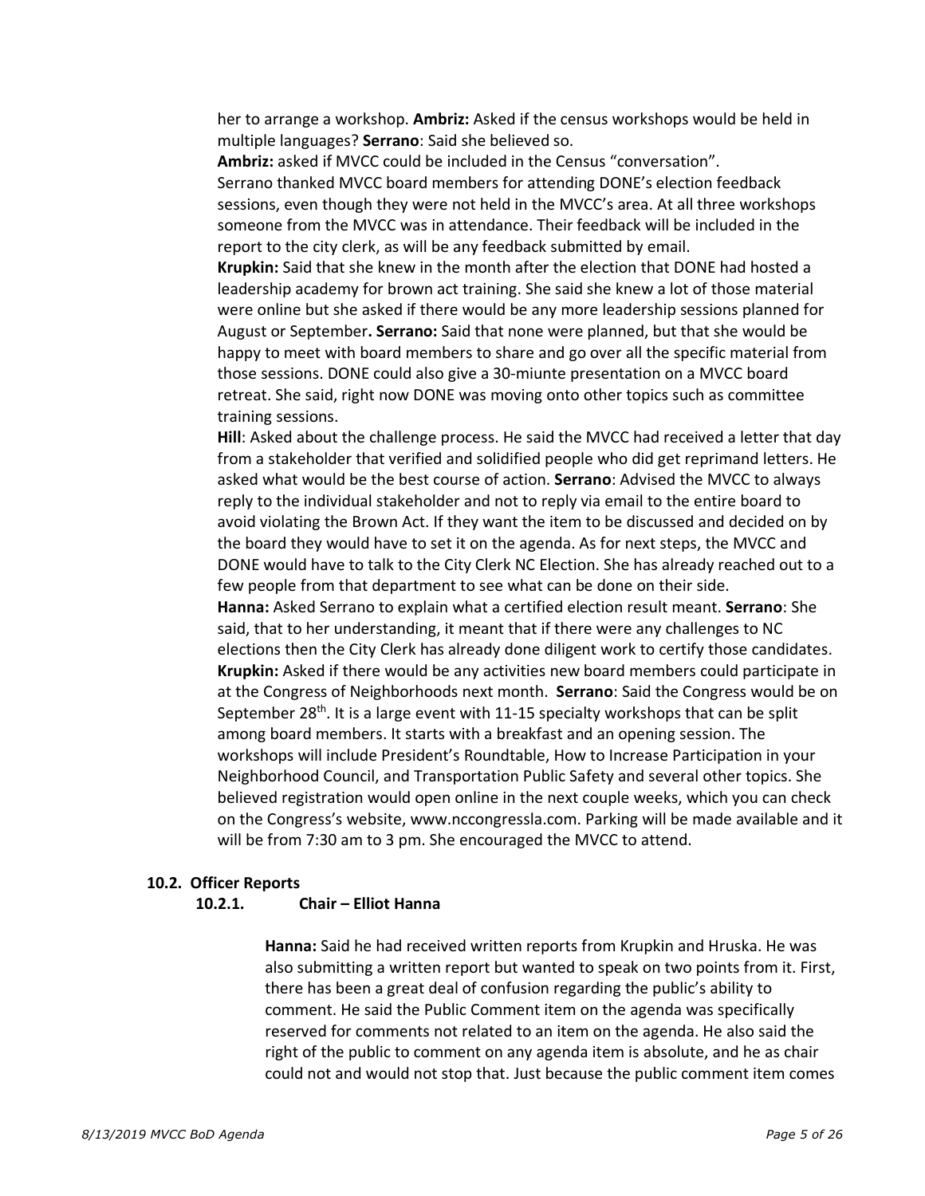her to arrange a workshop. **Ambriz:** Asked if the census workshops would be held in multiple languages? **Serrano**: Said she believed so.

**Ambriz:** asked if MVCC could be included in the Census "conversation".

Serrano thanked MVCC board members for attending DONE's election feedback sessions, even though they were not held in the MVCC's area. At all three workshops someone from the MVCC was in attendance. Their feedback will be included in the report to the city clerk, as will be any feedback submitted by email.

**Krupkin:** Said that she knew in the month after the election that DONE had hosted a leadership academy for brown act training. She said she knew a lot of those material were online but she asked if there would be any more leadership sessions planned for August or September**. Serrano:** Said that none were planned, but that she would be happy to meet with board members to share and go over all the specific material from those sessions. DONE could also give a 30-miunte presentation on a MVCC board retreat. She said, right now DONE was moving onto other topics such as committee training sessions.

**Hill**: Asked about the challenge process. He said the MVCC had received a letter that day from a stakeholder that verified and solidified people who did get reprimand letters. He asked what would be the best course of action. **Serrano**: Advised the MVCC to always reply to the individual stakeholder and not to reply via email to the entire board to avoid violating the Brown Act. If they want the item to be discussed and decided on by the board they would have to set it on the agenda. As for next steps, the MVCC and DONE would have to talk to the City Clerk NC Election. She has already reached out to a few people from that department to see what can be done on their side.

**Hanna:** Asked Serrano to explain what a certified election result meant. **Serrano**: She said, that to her understanding, it meant that if there were any challenges to NC elections then the City Clerk has already done diligent work to certify those candidates.

**Krupkin:** Asked if there would be any activities new board members could participate in at the Congress of Neighborhoods next month. **Serrano**: Said the Congress would be on September 28th. It is a large event with 11-15 specialty workshops that can be split among board members. It starts with a breakfast and an opening session. The workshops will include President's Roundtable, How to Increase Participation in your Neighborhood Council, and Transportation Public Safety and several other topics. She believed registration would open online in the next couple weeks, which you can check on the Congress's website, www.nccongressla.com. Parking will be made available and it will be from 7:30 am to 3 pm. She encouraged the MVCC to attend.

### 10.2. Officer Reports

#### 10.2.1. Chair – Elliot Hanna

**Hanna:** Said he had received written reports from Krupkin and Hruska. He was also submitting a written report but wanted to speak on two points from it. First, there has been a great deal of confusion regarding the public's ability to comment. He said the Public Comment item on the agenda was specifically reserved for comments not related to an item on the agenda. He also said the right of the public to comment on any agenda item is absolute, and he as chair could not and would not stop that. Just because the public comment item comes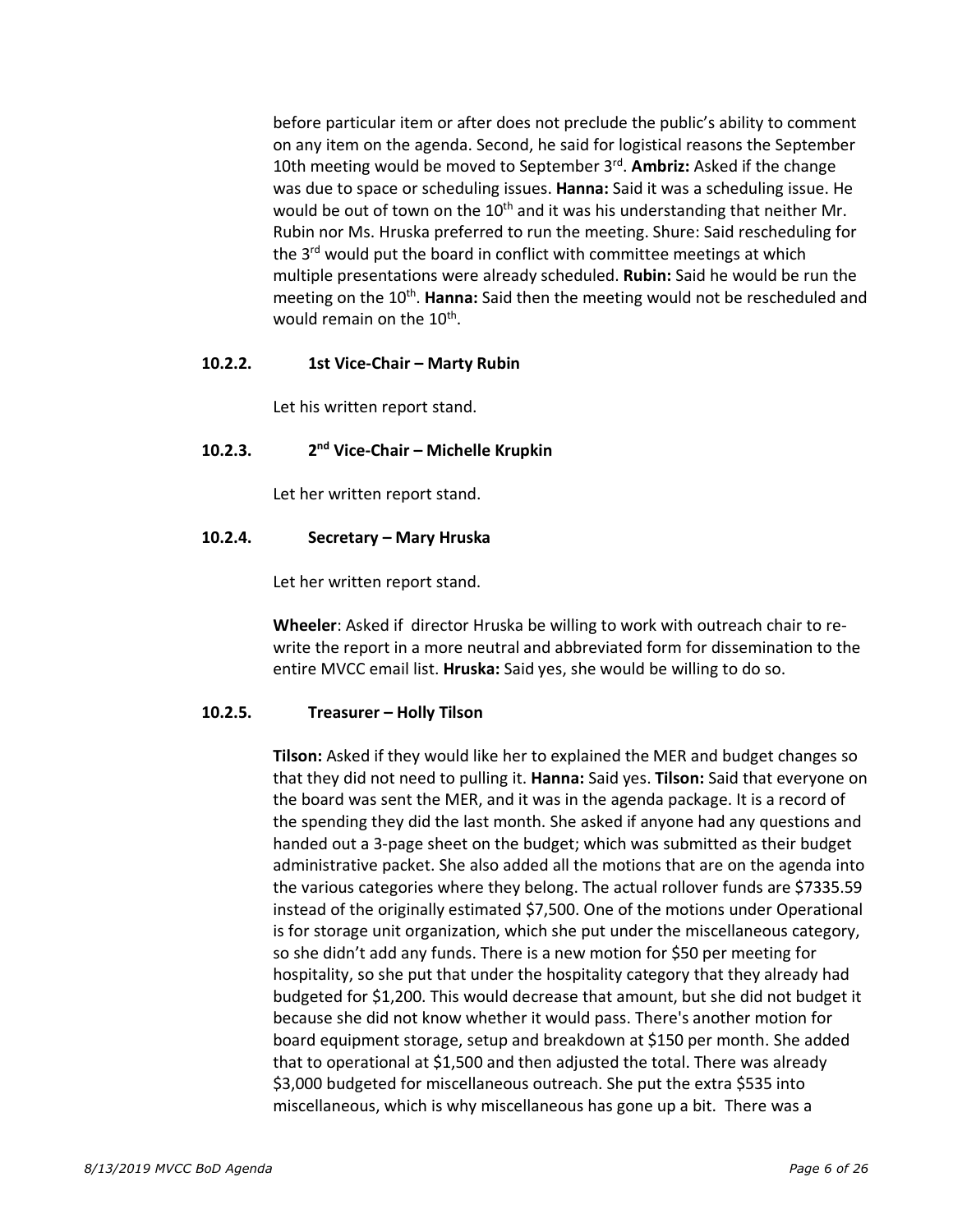before particular item or after does not preclude the public's ability to comment on any item on the agenda. Second, he said for logistical reasons the September 10th meeting would be moved to September 3rd. **Ambriz:** Asked if the change was due to space or scheduling issues. **Hanna:** Said it was a scheduling issue. He would be out of town on the 10th and it was his understanding that neither Mr. Rubin nor Ms. Hruska preferred to run the meeting. Shure: Said rescheduling for the 3rd would put the board in conflict with committee meetings at which multiple presentations were already scheduled. **Rubin:** Said he would be run the meeting on the 10th. **Hanna:** Said then the meeting would not be rescheduled and would remain on the 10th.

### 10.2.2. 1st Vice-Chair – Marty Rubin

Let his written report stand.

### 10.2.3. 2nd Vice-Chair – Michelle Krupkin

Let her written report stand.

### 10.2.4. Secretary – Mary Hruska

Let her written report stand.

**Wheeler**: Asked if director Hruska be willing to work with outreach chair to re-write the report in a more neutral and abbreviated form for dissemination to the entire MVCC email list. **Hruska:** Said yes, she would be willing to do so.

### 10.2.5. Treasurer – Holly Tilson

**Tilson:** Asked if they would like her to explained the MER and budget changes so that they did not need to pulling it. **Hanna:** Said yes. **Tilson:** Said that everyone on the board was sent the MER, and it was in the agenda package. It is a record of the spending they did the last month. She asked if anyone had any questions and handed out a 3-page sheet on the budget; which was submitted as their budget administrative packet. She also added all the motions that are on the agenda into the various categories where they belong. The actual rollover funds are $7335.59 instead of the originally estimated $7,500. One of the motions under Operational is for storage unit organization, which she put under the miscellaneous category, so she didn't add any funds. There is a new motion for $50 per meeting for hospitality, so she put that under the hospitality category that they already had budgeted for $1,200. This would decrease that amount, but she did not budget it because she did not know whether it would pass. There's another motion for board equipment storage, setup and breakdown at $150 per month. She added that to operational at $1,500 and then adjusted the total. There was already $3,000 budgeted for miscellaneous outreach. She put the extra $535 into miscellaneous, which is why miscellaneous has gone up a bit. There was a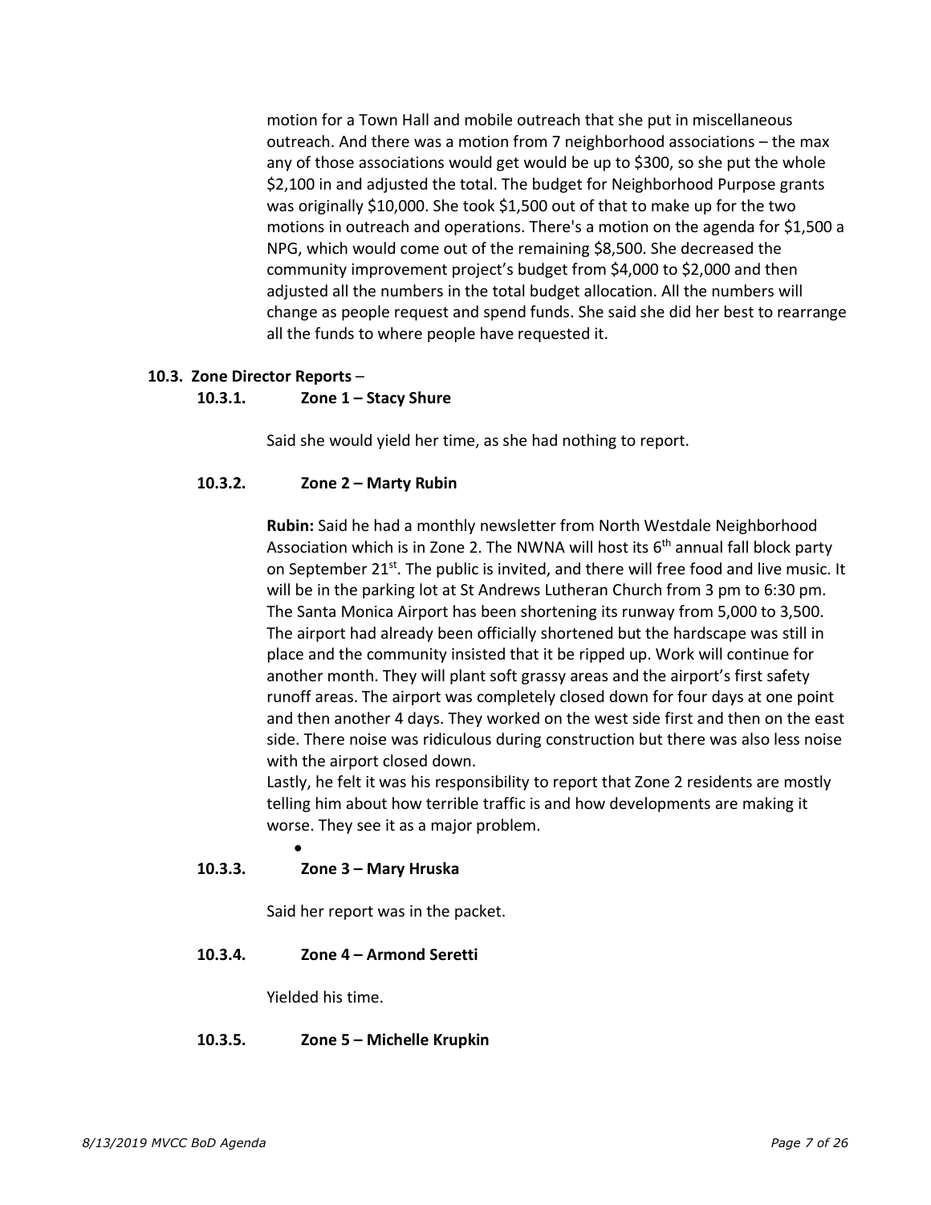motion for a Town Hall and mobile outreach that she put in miscellaneous outreach. And there was a motion from 7 neighborhood associations – the max any of those associations would get would be up to $300, so she put the whole $2,100 in and adjusted the total. The budget for Neighborhood Purpose grants was originally $10,000. She took $1,500 out of that to make up for the two motions in outreach and operations. There's a motion on the agenda for $1,500 a NPG, which would come out of the remaining $8,500. She decreased the community improvement project's budget from $4,000 to $2,000 and then adjusted all the numbers in the total budget allocation. All the numbers will change as people request and spend funds. She said she did her best to rearrange all the funds to where people have requested it.

### 10.3. Zone Director Reports –

#### 10.3.1. Zone 1 – Stacy Shure

Said she would yield her time, as she had nothing to report.

#### 10.3.2. Zone 2 – Marty Rubin

**Rubin:** Said he had a monthly newsletter from North Westdale Neighborhood Association which is in Zone 2. The NWNA will host its 6th annual fall block party on September 21st. The public is invited, and there will free food and live music. It will be in the parking lot at St Andrews Lutheran Church from 3 pm to 6:30 pm. The Santa Monica Airport has been shortening its runway from 5,000 to 3,500. The airport had already been officially shortened but the hardscape was still in place and the community insisted that it be ripped up. Work will continue for another month. They will plant soft grassy areas and the airport's first safety runoff areas. The airport was completely closed down for four days at one point and then another 4 days. They worked on the west side first and then on the east side. There noise was ridiculous during construction but there was also less noise with the airport closed down.
Lastly, he felt it was his responsibility to report that Zone 2 residents are mostly telling him about how terrible traffic is and how developments are making it worse. They see it as a major problem.

- 

#### 10.3.3. Zone 3 – Mary Hruska

Said her report was in the packet.

#### 10.3.4. Zone 4 – Armond Seretti

Yielded his time.

#### 10.3.5. Zone 5 – Michelle Krupkin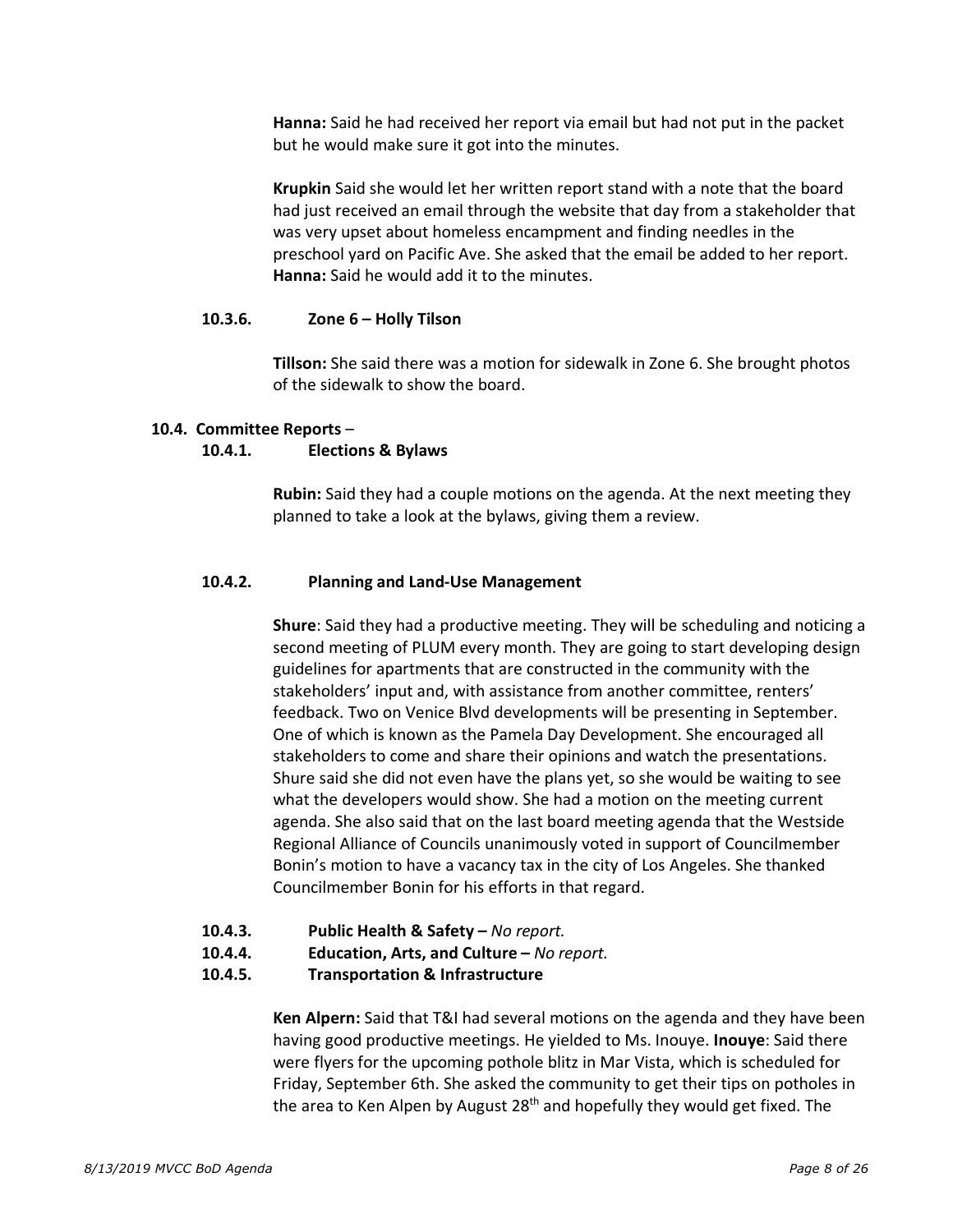**Hanna:** Said he had received her report via email but had not put in the packet but he would make sure it got into the minutes.

**Krupkin** Said she would let her written report stand with a note that the board had just received an email through the website that day from a stakeholder that was very upset about homeless encampment and finding needles in the preschool yard on Pacific Ave. She asked that the email be added to her report. **Hanna:** Said he would add it to the minutes.

#### 10.3.6. Zone 6 – Holly Tilson

**Tillson:** She said there was a motion for sidewalk in Zone 6. She brought photos of the sidewalk to show the board.

### 10.4. Committee Reports –

#### 10.4.1. Elections & Bylaws

**Rubin:** Said they had a couple motions on the agenda. At the next meeting they planned to take a look at the bylaws, giving them a review.

#### 10.4.2. Planning and Land-Use Management

**Shure**: Said they had a productive meeting. They will be scheduling and noticing a second meeting of PLUM every month. They are going to start developing design guidelines for apartments that are constructed in the community with the stakeholders' input and, with assistance from another committee, renters' feedback. Two on Venice Blvd developments will be presenting in September. One of which is known as the Pamela Day Development. She encouraged all stakeholders to come and share their opinions and watch the presentations. Shure said she did not even have the plans yet, so she would be waiting to see what the developers would show. She had a motion on the meeting current agenda. She also said that on the last board meeting agenda that the Westside Regional Alliance of Councils unanimously voted in support of Councilmember Bonin's motion to have a vacancy tax in the city of Los Angeles. She thanked Councilmember Bonin for his efforts in that regard.

#### 10.4.3. Public Health & Safety – *No report.*

#### 10.4.4. Education, Arts, and Culture – *No report.*

#### 10.4.5. Transportation & Infrastructure

**Ken Alpern:** Said that T&I had several motions on the agenda and they have been having good productive meetings. He yielded to Ms. Inouye. **Inouye**: Said there were flyers for the upcoming pothole blitz in Mar Vista, which is scheduled for Friday, September 6th. She asked the community to get their tips on potholes in the area to Ken Alpen by August 28th and hopefully they would get fixed. The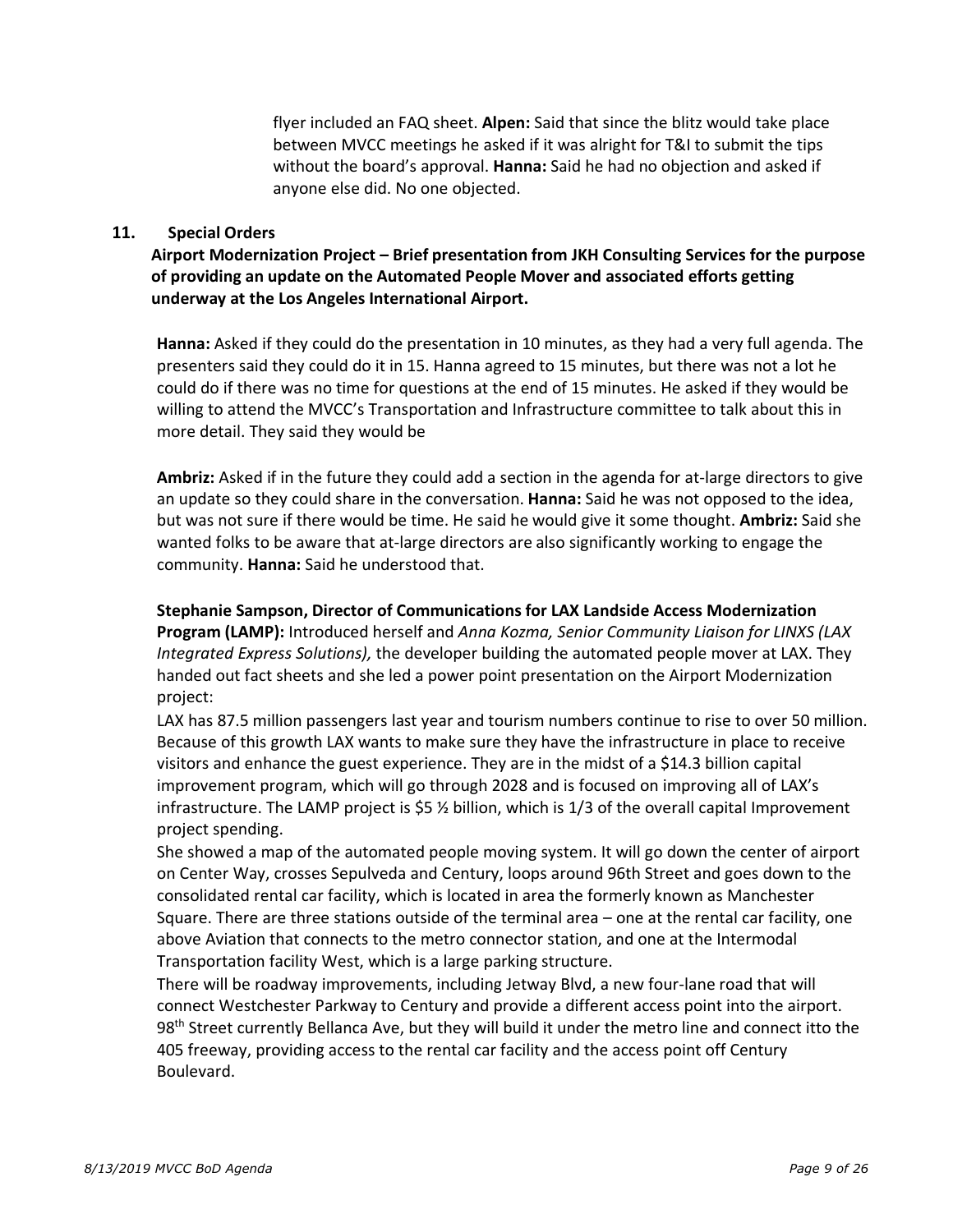flyer included an FAQ sheet. **Alpen:** Said that since the blitz would take place between MVCC meetings he asked if it was alright for T&I to submit the tips without the board's approval. **Hanna:** Said he had no objection and asked if anyone else did. No one objected.

**11. Special Orders**

**Airport Modernization Project – Brief presentation from JKH Consulting Services for the purpose of providing an update on the Automated People Mover and associated efforts getting underway at the Los Angeles International Airport.**

**Hanna:** Asked if they could do the presentation in 10 minutes, as they had a very full agenda. The presenters said they could do it in 15. Hanna agreed to 15 minutes, but there was not a lot he could do if there was no time for questions at the end of 15 minutes. He asked if they would be willing to attend the MVCC's Transportation and Infrastructure committee to talk about this in more detail. They said they would be

**Ambriz:** Asked if in the future they could add a section in the agenda for at-large directors to give an update so they could share in the conversation. **Hanna:** Said he was not opposed to the idea, but was not sure if there would be time. He said he would give it some thought. **Ambriz:** Said she wanted folks to be aware that at-large directors are also significantly working to engage the community. **Hanna:** Said he understood that.

**Stephanie Sampson, Director of Communications for LAX Landside Access Modernization Program (LAMP):** Introduced herself and *Anna Kozma, Senior Community Liaison for LINXS (LAX Integrated Express Solutions),* the developer building the automated people mover at LAX. They handed out fact sheets and she led a power point presentation on the Airport Modernization project:

LAX has 87.5 million passengers last year and tourism numbers continue to rise to over 50 million. Because of this growth LAX wants to make sure they have the infrastructure in place to receive visitors and enhance the guest experience. They are in the midst of a $14.3 billion capital improvement program, which will go through 2028 and is focused on improving all of LAX's infrastructure. The LAMP project is $5 ½ billion, which is 1/3 of the overall capital Improvement project spending.

She showed a map of the automated people moving system. It will go down the center of airport on Center Way, crosses Sepulveda and Century, loops around 96th Street and goes down to the consolidated rental car facility, which is located in area the formerly known as Manchester Square. There are three stations outside of the terminal area – one at the rental car facility, one above Aviation that connects to the metro connector station, and one at the Intermodal Transportation facility West, which is a large parking structure.

There will be roadway improvements, including Jetway Blvd, a new four-lane road that will connect Westchester Parkway to Century and provide a different access point into the airport. 98th Street currently Bellanca Ave, but they will build it under the metro line and connect itto the 405 freeway, providing access to the rental car facility and the access point off Century Boulevard.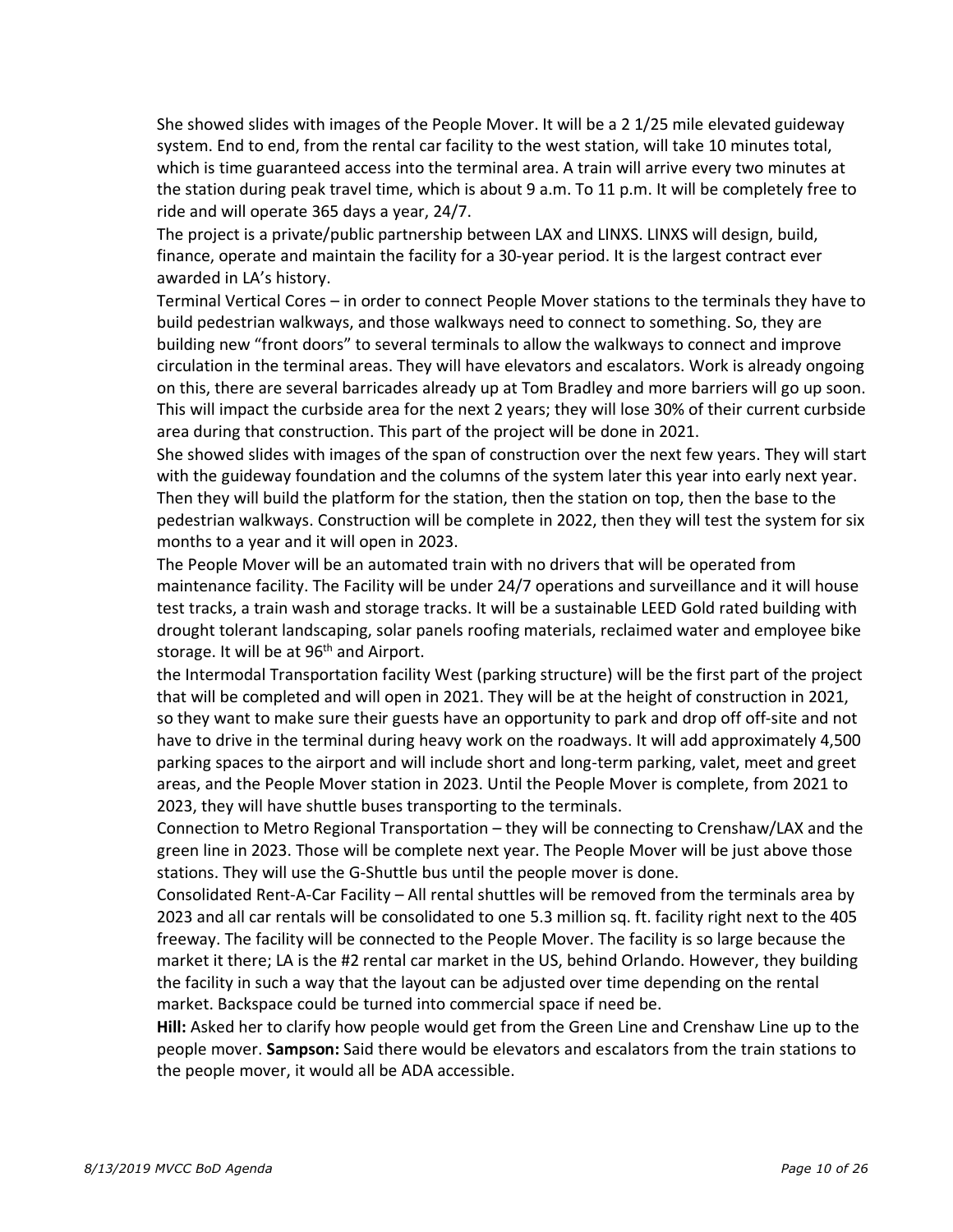She showed slides with images of the People Mover. It will be a 2 1/25 mile elevated guideway system. End to end, from the rental car facility to the west station, will take 10 minutes total, which is time guaranteed access into the terminal area. A train will arrive every two minutes at the station during peak travel time, which is about 9 a.m. To 11 p.m. It will be completely free to ride and will operate 365 days a year, 24/7.

The project is a private/public partnership between LAX and LINXS. LINXS will design, build, finance, operate and maintain the facility for a 30-year period. It is the largest contract ever awarded in LA's history.

Terminal Vertical Cores – in order to connect People Mover stations to the terminals they have to build pedestrian walkways, and those walkways need to connect to something. So, they are building new "front doors" to several terminals to allow the walkways to connect and improve circulation in the terminal areas. They will have elevators and escalators. Work is already ongoing on this, there are several barricades already up at Tom Bradley and more barriers will go up soon. This will impact the curbside area for the next 2 years; they will lose 30% of their current curbside area during that construction. This part of the project will be done in 2021.

She showed slides with images of the span of construction over the next few years. They will start with the guideway foundation and the columns of the system later this year into early next year. Then they will build the platform for the station, then the station on top, then the base to the pedestrian walkways. Construction will be complete in 2022, then they will test the system for six months to a year and it will open in 2023.

The People Mover will be an automated train with no drivers that will be operated from maintenance facility. The Facility will be under 24/7 operations and surveillance and it will house test tracks, a train wash and storage tracks. It will be a sustainable LEED Gold rated building with drought tolerant landscaping, solar panels roofing materials, reclaimed water and employee bike storage. It will be at 96th and Airport.

the Intermodal Transportation facility West (parking structure) will be the first part of the project that will be completed and will open in 2021. They will be at the height of construction in 2021, so they want to make sure their guests have an opportunity to park and drop off off-site and not have to drive in the terminal during heavy work on the roadways. It will add approximately 4,500 parking spaces to the airport and will include short and long-term parking, valet, meet and greet areas, and the People Mover station in 2023. Until the People Mover is complete, from 2021 to 2023, they will have shuttle buses transporting to the terminals.

Connection to Metro Regional Transportation – they will be connecting to Crenshaw/LAX and the green line in 2023. Those will be complete next year. The People Mover will be just above those stations. They will use the G-Shuttle bus until the people mover is done.

Consolidated Rent-A-Car Facility – All rental shuttles will be removed from the terminals area by 2023 and all car rentals will be consolidated to one 5.3 million sq. ft. facility right next to the 405 freeway. The facility will be connected to the People Mover. The facility is so large because the market it there; LA is the #2 rental car market in the US, behind Orlando. However, they building the facility in such a way that the layout can be adjusted over time depending on the rental market. Backspace could be turned into commercial space if need be.

**Hill:** Asked her to clarify how people would get from the Green Line and Crenshaw Line up to the people mover. **Sampson:** Said there would be elevators and escalators from the train stations to the people mover, it would all be ADA accessible.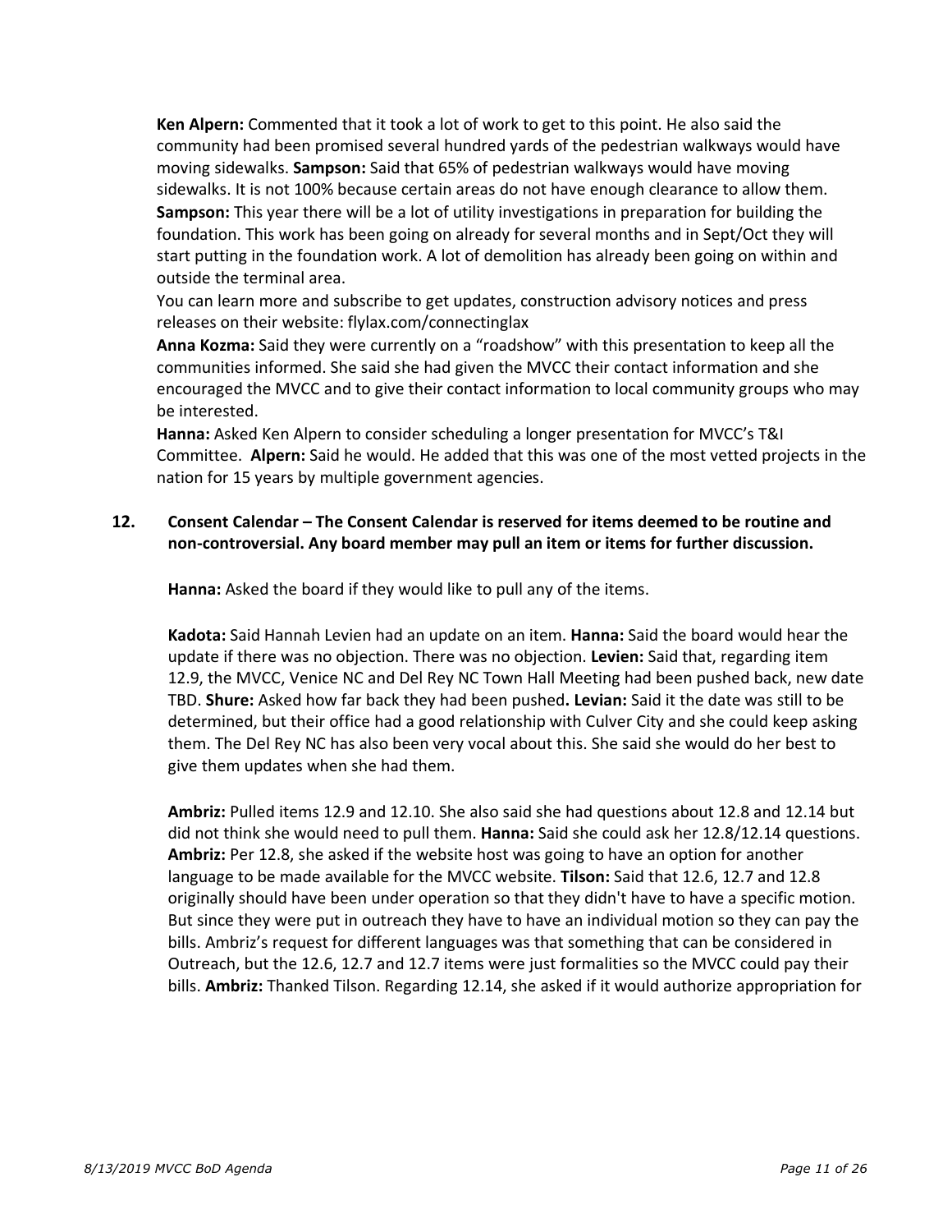**Ken Alpern:** Commented that it took a lot of work to get to this point. He also said the community had been promised several hundred yards of the pedestrian walkways would have moving sidewalks. **Sampson:** Said that 65% of pedestrian walkways would have moving sidewalks. It is not 100% because certain areas do not have enough clearance to allow them. **Sampson:** This year there will be a lot of utility investigations in preparation for building the foundation. This work has been going on already for several months and in Sept/Oct they will start putting in the foundation work. A lot of demolition has already been going on within and outside the terminal area.

You can learn more and subscribe to get updates, construction advisory notices and press releases on their website: flylax.com/connectinglax

**Anna Kozma:** Said they were currently on a "roadshow" with this presentation to keep all the communities informed. She said she had given the MVCC their contact information and she encouraged the MVCC and to give their contact information to local community groups who may be interested.

**Hanna:** Asked Ken Alpern to consider scheduling a longer presentation for MVCC's T&I Committee. **Alpern:** Said he would. He added that this was one of the most vetted projects in the nation for 15 years by multiple government agencies.

**12. Consent Calendar – The Consent Calendar is reserved for items deemed to be routine and non-controversial. Any board member may pull an item or items for further discussion.**

**Hanna:** Asked the board if they would like to pull any of the items.

**Kadota:** Said Hannah Levien had an update on an item. **Hanna:** Said the board would hear the update if there was no objection. There was no objection. **Levien:** Said that, regarding item 12.9, the MVCC, Venice NC and Del Rey NC Town Hall Meeting had been pushed back, new date TBD. **Shure:** Asked how far back they had been pushed**. Levian:** Said it the date was still to be determined, but their office had a good relationship with Culver City and she could keep asking them. The Del Rey NC has also been very vocal about this. She said she would do her best to give them updates when she had them.

**Ambriz:** Pulled items 12.9 and 12.10. She also said she had questions about 12.8 and 12.14 but did not think she would need to pull them. **Hanna:** Said she could ask her 12.8/12.14 questions. **Ambriz:** Per 12.8, she asked if the website host was going to have an option for another language to be made available for the MVCC website. **Tilson:** Said that 12.6, 12.7 and 12.8 originally should have been under operation so that they didn't have to have a specific motion. But since they were put in outreach they have to have an individual motion so they can pay the bills. Ambriz's request for different languages was that something that can be considered in Outreach, but the 12.6, 12.7 and 12.7 items were just formalities so the MVCC could pay their bills. **Ambriz:** Thanked Tilson. Regarding 12.14, she asked if it would authorize appropriation for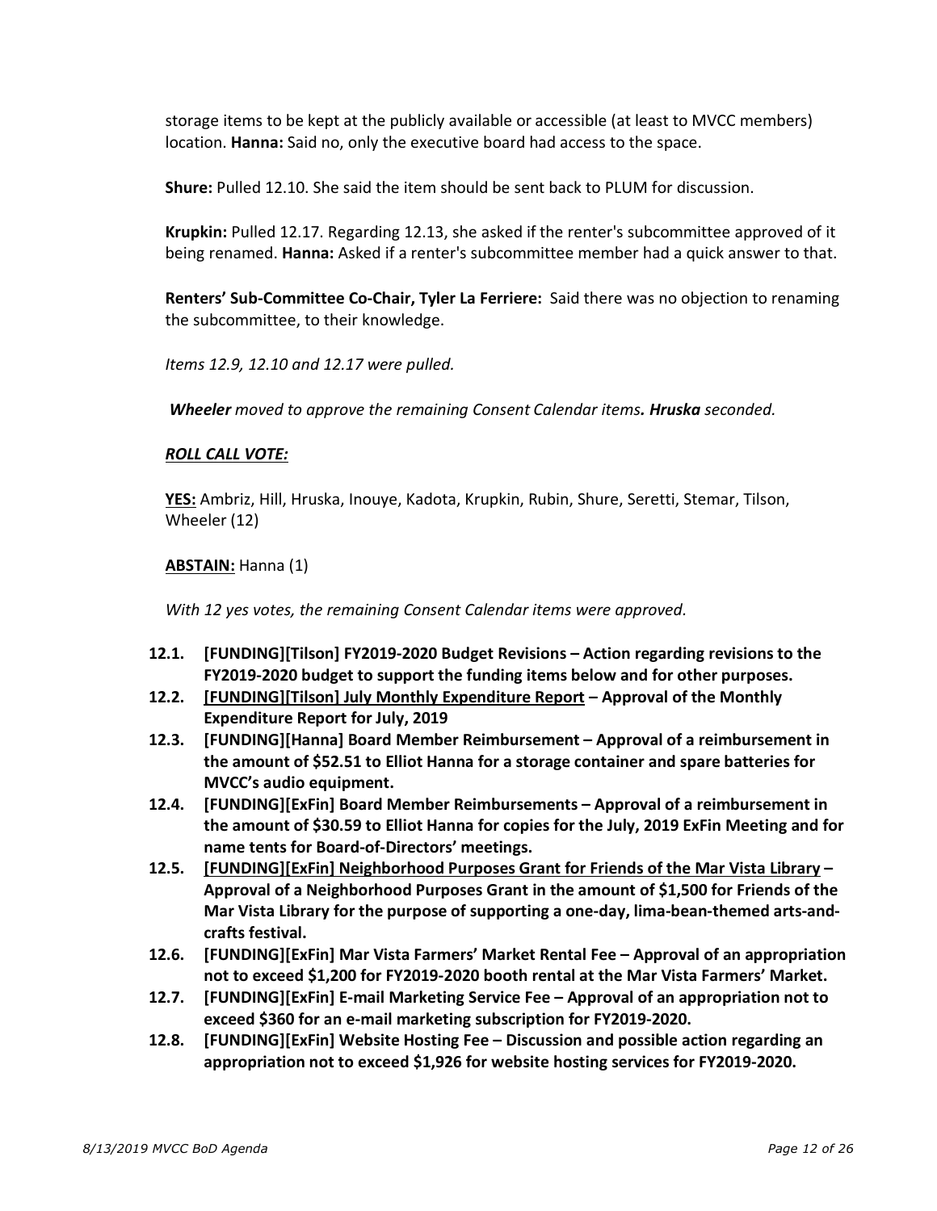storage items to be kept at the publicly available or accessible (at least to MVCC members) location. **Hanna:** Said no, only the executive board had access to the space.

**Shure:** Pulled 12.10. She said the item should be sent back to PLUM for discussion.

**Krupkin:** Pulled 12.17. Regarding 12.13, she asked if the renter's subcommittee approved of it being renamed. **Hanna:** Asked if a renter's subcommittee member had a quick answer to that.

**Renters' Sub-Committee Co-Chair, Tyler La Ferriere:** Said there was no objection to renaming the subcommittee, to their knowledge.

*Items 12.9, 12.10 and 12.17 were pulled.*

***Wheeler** moved to approve the remaining Consent Calendar items. **Hruska** seconded.*

***ROLL CALL VOTE:***

**YES:** Ambriz, Hill, Hruska, Inouye, Kadota, Krupkin, Rubin, Shure, Seretti, Stemar, Tilson, Wheeler (12)

**ABSTAIN:** Hanna (1)

*With 12 yes votes, the remaining Consent Calendar items were approved.*

- **12.1. [FUNDING][Tilson] FY2019-2020 Budget Revisions – Action regarding revisions to the FY2019-2020 budget to support the funding items below and for other purposes.**
- **12.2. [FUNDING][Tilson] July Monthly Expenditure Report – Approval of the Monthly Expenditure Report for July, 2019**
- **12.3. [FUNDING][Hanna] Board Member Reimbursement – Approval of a reimbursement in the amount of $52.51 to Elliot Hanna for a storage container and spare batteries for MVCC's audio equipment.**
- **12.4. [FUNDING][ExFin] Board Member Reimbursements – Approval of a reimbursement in the amount of $30.59 to Elliot Hanna for copies for the July, 2019 ExFin Meeting and for name tents for Board-of-Directors' meetings.**
- **12.5. [FUNDING][ExFin] Neighborhood Purposes Grant for Friends of the Mar Vista Library – Approval of a Neighborhood Purposes Grant in the amount of $1,500 for Friends of the Mar Vista Library for the purpose of supporting a one-day, lima-bean-themed arts-and-crafts festival.**
- **12.6. [FUNDING][ExFin] Mar Vista Farmers' Market Rental Fee – Approval of an appropriation not to exceed $1,200 for FY2019-2020 booth rental at the Mar Vista Farmers' Market.**
- **12.7. [FUNDING][ExFin] E-mail Marketing Service Fee – Approval of an appropriation not to exceed $360 for an e-mail marketing subscription for FY2019-2020.**
- **12.8. [FUNDING][ExFin] Website Hosting Fee – Discussion and possible action regarding an appropriation not to exceed $1,926 for website hosting services for FY2019-2020.**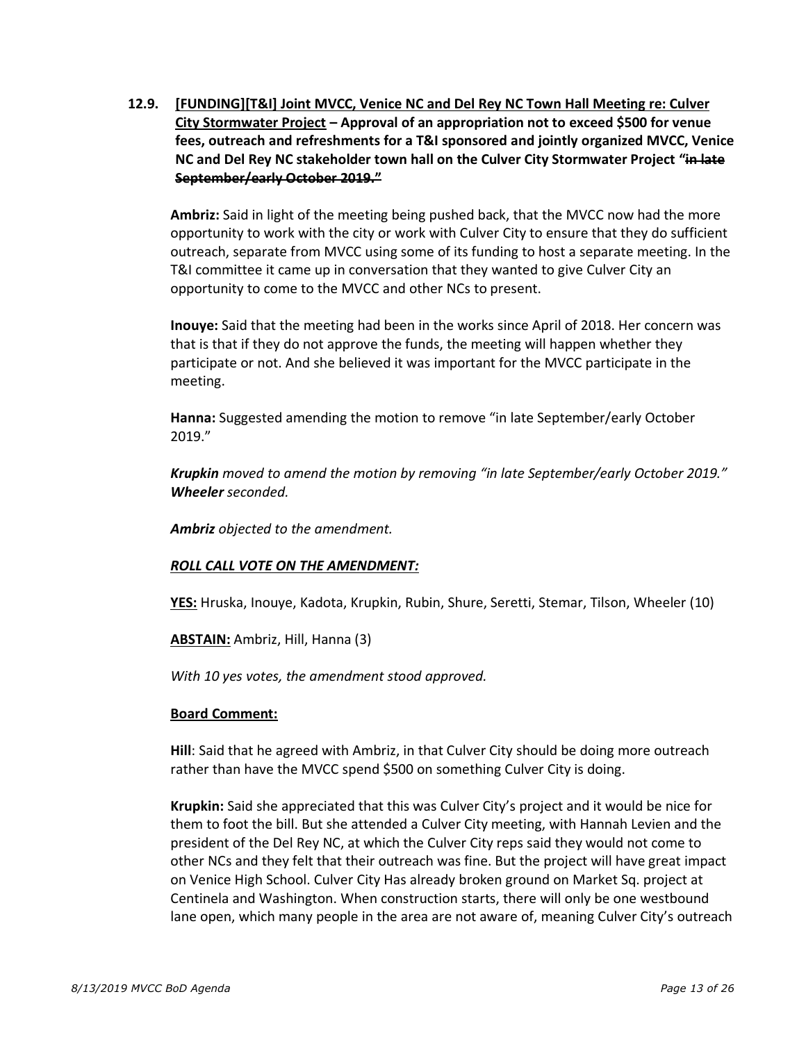**12.9. [FUNDING][T&I] Joint MVCC, Venice NC and Del Rey NC Town Hall Meeting re: Culver City Stormwater Project – Approval of an appropriation not to exceed $500 for venue fees, outreach and refreshments for a T&I sponsored and jointly organized MVCC, Venice NC and Del Rey NC stakeholder town hall on the Culver City Stormwater Project "~~in late September/early October 2019.~~"**

**Ambriz:** Said in light of the meeting being pushed back, that the MVCC now had the more opportunity to work with the city or work with Culver City to ensure that they do sufficient outreach, separate from MVCC using some of its funding to host a separate meeting. In the T&I committee it came up in conversation that they wanted to give Culver City an opportunity to come to the MVCC and other NCs to present.

**Inouye:** Said that the meeting had been in the works since April of 2018. Her concern was that is that if they do not approve the funds, the meeting will happen whether they participate or not. And she believed it was important for the MVCC participate in the meeting.

**Hanna:** Suggested amending the motion to remove "in late September/early October 2019."

***Krupkin*** *moved to amend the motion by removing "in late September/early October 2019."* ***Wheeler*** *seconded.*

***Ambriz*** *objected to the amendment.*

***ROLL CALL VOTE ON THE AMENDMENT:***

**YES:** Hruska, Inouye, Kadota, Krupkin, Rubin, Shure, Seretti, Stemar, Tilson, Wheeler (10)

**ABSTAIN:** Ambriz, Hill, Hanna (3)

*With 10 yes votes, the amendment stood approved.*

**Board Comment:**

**Hill**: Said that he agreed with Ambriz, in that Culver City should be doing more outreach rather than have the MVCC spend $500 on something Culver City is doing.

**Krupkin:** Said she appreciated that this was Culver City's project and it would be nice for them to foot the bill. But she attended a Culver City meeting, with Hannah Levien and the president of the Del Rey NC, at which the Culver City reps said they would not come to other NCs and they felt that their outreach was fine. But the project will have great impact on Venice High School. Culver City Has already broken ground on Market Sq. project at Centinela and Washington. When construction starts, there will only be one westbound lane open, which many people in the area are not aware of, meaning Culver City's outreach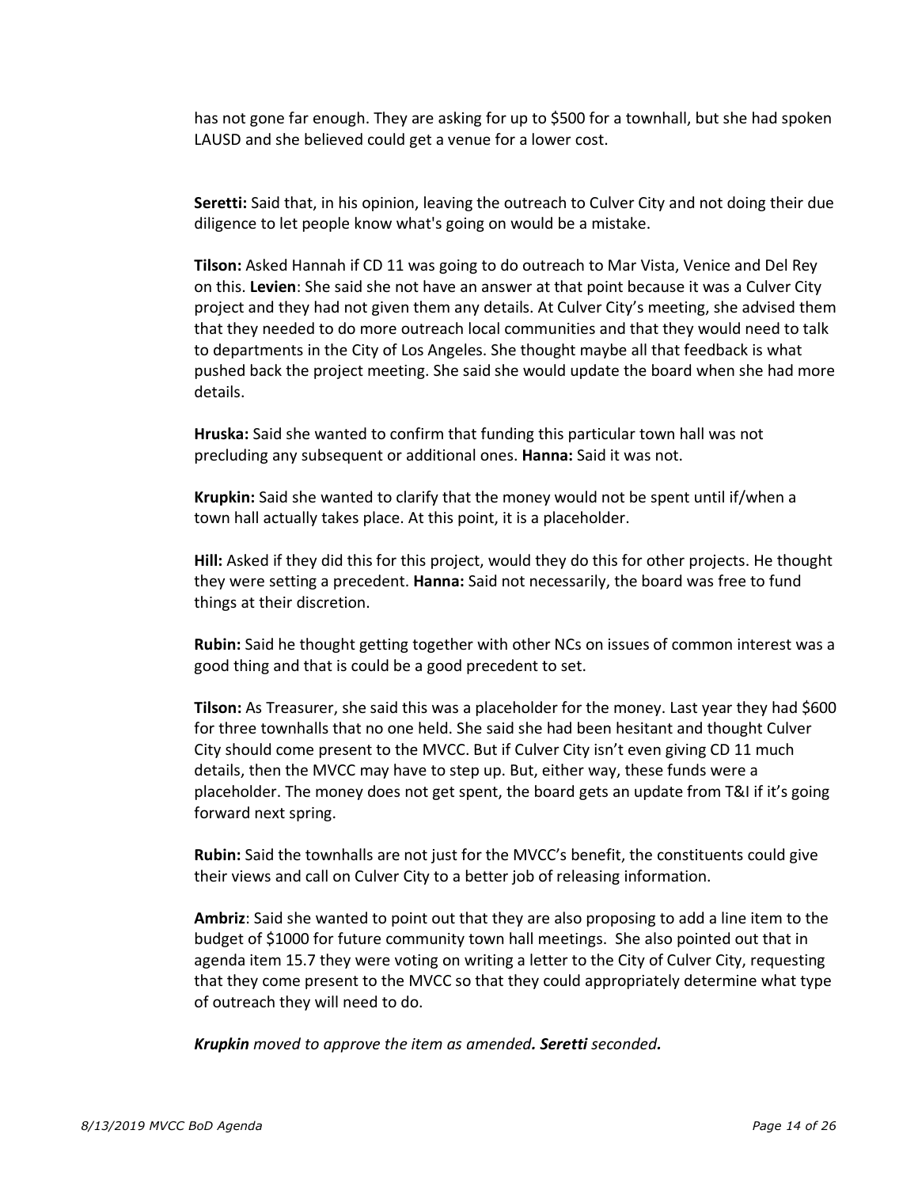has not gone far enough. They are asking for up to $500 for a townhall, but she had spoken LAUSD and she believed could get a venue for a lower cost.

**Seretti:** Said that, in his opinion, leaving the outreach to Culver City and not doing their due diligence to let people know what's going on would be a mistake.

**Tilson:** Asked Hannah if CD 11 was going to do outreach to Mar Vista, Venice and Del Rey on this. **Levien**: She said she not have an answer at that point because it was a Culver City project and they had not given them any details. At Culver City's meeting, she advised them that they needed to do more outreach local communities and that they would need to talk to departments in the City of Los Angeles. She thought maybe all that feedback is what pushed back the project meeting. She said she would update the board when she had more details.

**Hruska:** Said she wanted to confirm that funding this particular town hall was not precluding any subsequent or additional ones. **Hanna:** Said it was not.

**Krupkin:** Said she wanted to clarify that the money would not be spent until if/when a town hall actually takes place. At this point, it is a placeholder.

**Hill:** Asked if they did this for this project, would they do this for other projects. He thought they were setting a precedent. **Hanna:** Said not necessarily, the board was free to fund things at their discretion.

**Rubin:** Said he thought getting together with other NCs on issues of common interest was a good thing and that is could be a good precedent to set.

**Tilson:** As Treasurer, she said this was a placeholder for the money. Last year they had $600 for three townhalls that no one held. She said she had been hesitant and thought Culver City should come present to the MVCC. But if Culver City isn't even giving CD 11 much details, then the MVCC may have to step up. But, either way, these funds were a placeholder. The money does not get spent, the board gets an update from T&I if it's going forward next spring.

**Rubin:** Said the townhalls are not just for the MVCC's benefit, the constituents could give their views and call on Culver City to a better job of releasing information.

**Ambriz**: Said she wanted to point out that they are also proposing to add a line item to the budget of $1000 for future community town hall meetings. She also pointed out that in agenda item 15.7 they were voting on writing a letter to the City of Culver City, requesting that they come present to the MVCC so that they could appropriately determine what type of outreach they will need to do.

***Krupkin** moved to approve the item as amended**. Seretti** seconded.*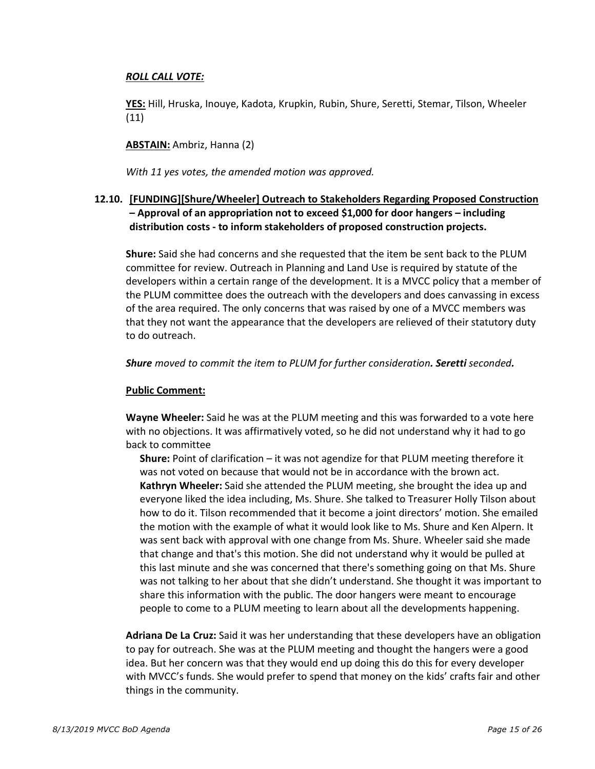***ROLL CALL VOTE:***

**YES:** Hill, Hruska, Inouye, Kadota, Krupkin, Rubin, Shure, Seretti, Stemar, Tilson, Wheeler (11)

**ABSTAIN:** Ambriz, Hanna (2)

*With 11 yes votes, the amended motion was approved.*

**12.10. [FUNDING][Shure/Wheeler] Outreach to Stakeholders Regarding Proposed Construction – Approval of an appropriation not to exceed $1,000 for door hangers – including distribution costs - to inform stakeholders of proposed construction projects.**

**Shure:** Said she had concerns and she requested that the item be sent back to the PLUM committee for review. Outreach in Planning and Land Use is required by statute of the developers within a certain range of the development. It is a MVCC policy that a member of the PLUM committee does the outreach with the developers and does canvassing in excess of the area required. The only concerns that was raised by one of a MVCC members was that they not want the appearance that the developers are relieved of their statutory duty to do outreach.

***Shure** moved to commit the item to PLUM for further consideration. **Seretti** seconded.*

**Public Comment:**

**Wayne Wheeler:** Said he was at the PLUM meeting and this was forwarded to a vote here with no objections. It was affirmatively voted, so he did not understand why it had to go back to committee

**Shure:** Point of clarification – it was not agendize for that PLUM meeting therefore it was not voted on because that would not be in accordance with the brown act.

**Kathryn Wheeler:** Said she attended the PLUM meeting, she brought the idea up and everyone liked the idea including, Ms. Shure. She talked to Treasurer Holly Tilson about how to do it. Tilson recommended that it become a joint directors' motion. She emailed the motion with the example of what it would look like to Ms. Shure and Ken Alpern. It was sent back with approval with one change from Ms. Shure. Wheeler said she made that change and that's this motion. She did not understand why it would be pulled at this last minute and she was concerned that there's something going on that Ms. Shure was not talking to her about that she didn't understand. She thought it was important to share this information with the public. The door hangers were meant to encourage people to come to a PLUM meeting to learn about all the developments happening.

**Adriana De La Cruz:** Said it was her understanding that these developers have an obligation to pay for outreach. She was at the PLUM meeting and thought the hangers were a good idea. But her concern was that they would end up doing this do this for every developer with MVCC's funds. She would prefer to spend that money on the kids' crafts fair and other things in the community.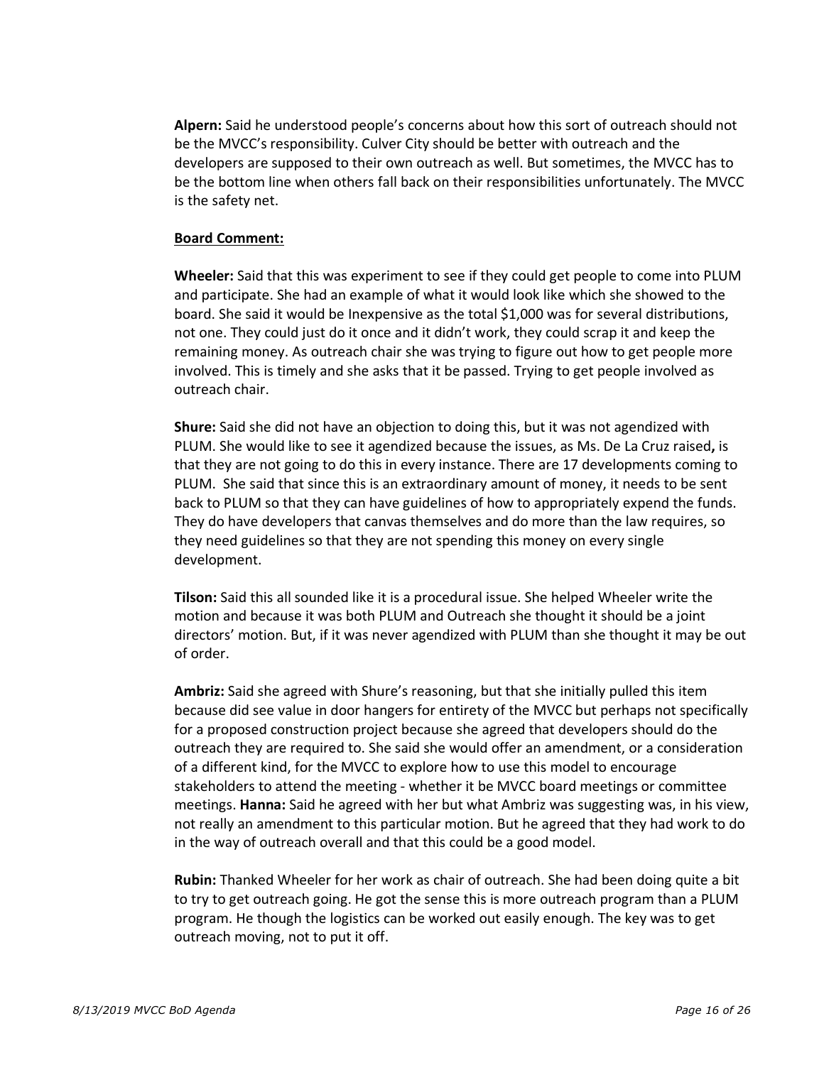**Alpern:** Said he understood people's concerns about how this sort of outreach should not be the MVCC's responsibility. Culver City should be better with outreach and the developers are supposed to their own outreach as well. But sometimes, the MVCC has to be the bottom line when others fall back on their responsibilities unfortunately. The MVCC is the safety net.

**Board Comment:**

**Wheeler:** Said that this was experiment to see if they could get people to come into PLUM and participate. She had an example of what it would look like which she showed to the board. She said it would be Inexpensive as the total $1,000 was for several distributions, not one. They could just do it once and it didn't work, they could scrap it and keep the remaining money. As outreach chair she was trying to figure out how to get people more involved. This is timely and she asks that it be passed. Trying to get people involved as outreach chair.

**Shure:** Said she did not have an objection to doing this, but it was not agendized with PLUM. She would like to see it agendized because the issues, as Ms. De La Cruz raised**,** is that they are not going to do this in every instance. There are 17 developments coming to PLUM. She said that since this is an extraordinary amount of money, it needs to be sent back to PLUM so that they can have guidelines of how to appropriately expend the funds. They do have developers that canvas themselves and do more than the law requires, so they need guidelines so that they are not spending this money on every single development.

**Tilson:** Said this all sounded like it is a procedural issue. She helped Wheeler write the motion and because it was both PLUM and Outreach she thought it should be a joint directors' motion. But, if it was never agendized with PLUM than she thought it may be out of order.

**Ambriz:** Said she agreed with Shure's reasoning, but that she initially pulled this item because did see value in door hangers for entirety of the MVCC but perhaps not specifically for a proposed construction project because she agreed that developers should do the outreach they are required to. She said she would offer an amendment, or a consideration of a different kind, for the MVCC to explore how to use this model to encourage stakeholders to attend the meeting - whether it be MVCC board meetings or committee meetings. **Hanna:** Said he agreed with her but what Ambriz was suggesting was, in his view, not really an amendment to this particular motion. But he agreed that they had work to do in the way of outreach overall and that this could be a good model.

**Rubin:** Thanked Wheeler for her work as chair of outreach. She had been doing quite a bit to try to get outreach going. He got the sense this is more outreach program than a PLUM program. He though the logistics can be worked out easily enough. The key was to get outreach moving, not to put it off.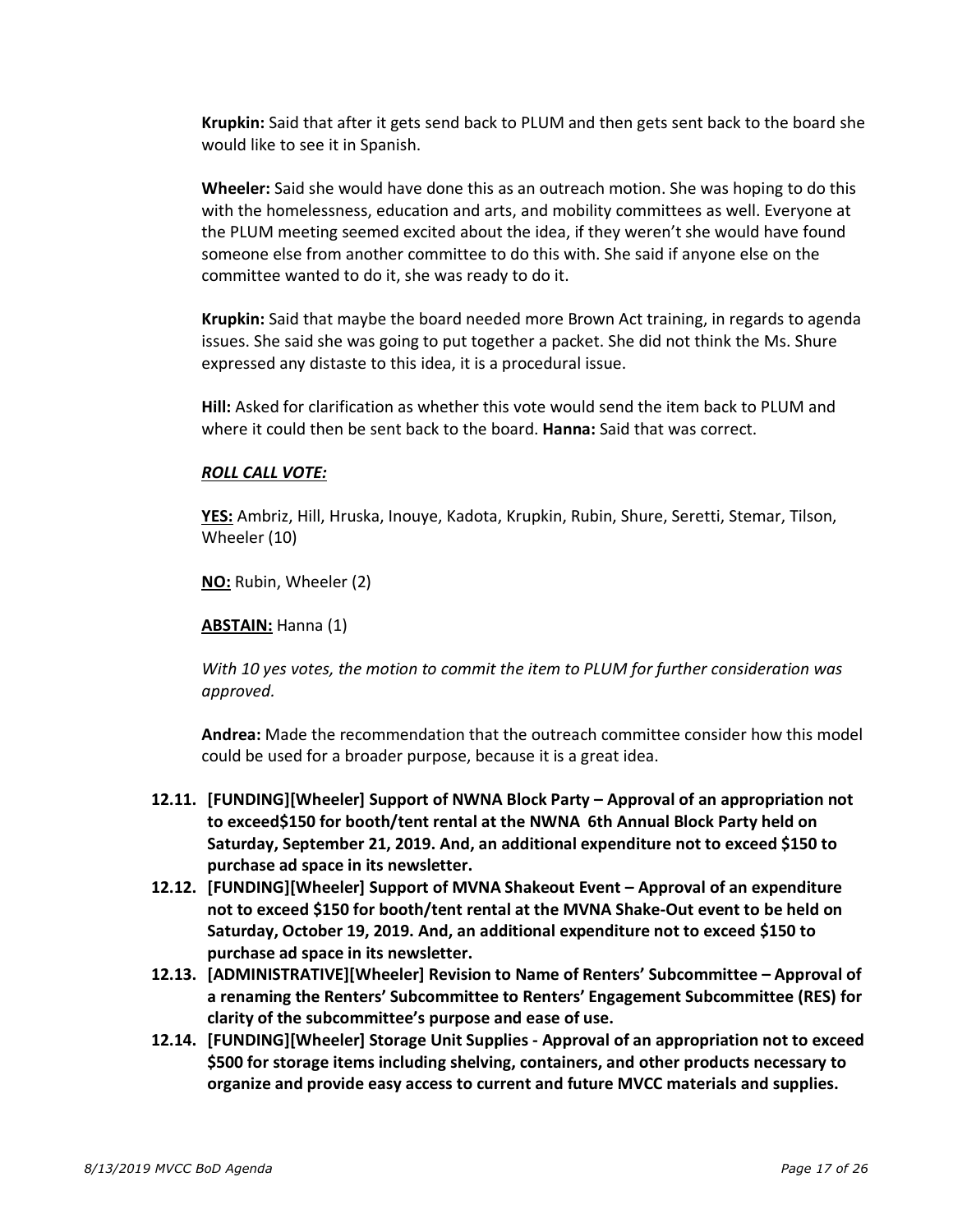**Krupkin:** Said that after it gets send back to PLUM and then gets sent back to the board she would like to see it in Spanish.

**Wheeler:** Said she would have done this as an outreach motion. She was hoping to do this with the homelessness, education and arts, and mobility committees as well. Everyone at the PLUM meeting seemed excited about the idea, if they weren't she would have found someone else from another committee to do this with. She said if anyone else on the committee wanted to do it, she was ready to do it.

**Krupkin:** Said that maybe the board needed more Brown Act training, in regards to agenda issues. She said she was going to put together a packet. She did not think the Ms. Shure expressed any distaste to this idea, it is a procedural issue.

**Hill:** Asked for clarification as whether this vote would send the item back to PLUM and where it could then be sent back to the board. **Hanna:** Said that was correct.

***ROLL CALL VOTE:***

**YES:** Ambriz, Hill, Hruska, Inouye, Kadota, Krupkin, Rubin, Shure, Seretti, Stemar, Tilson, Wheeler (10)

**NO:** Rubin, Wheeler (2)

**ABSTAIN:** Hanna (1)

*With 10 yes votes, the motion to commit the item to PLUM for further consideration was approved.*

**Andrea:** Made the recommendation that the outreach committee consider how this model could be used for a broader purpose, because it is a great idea.

- **12.11. [FUNDING][Wheeler] Support of NWNA Block Party – Approval of an appropriation not to exceed$150 for booth/tent rental at the NWNA 6th Annual Block Party held on Saturday, September 21, 2019. And, an additional expenditure not to exceed $150 to purchase ad space in its newsletter.**
- **12.12. [FUNDING][Wheeler] Support of MVNA Shakeout Event – Approval of an expenditure not to exceed $150 for booth/tent rental at the MVNA Shake-Out event to be held on Saturday, October 19, 2019. And, an additional expenditure not to exceed $150 to purchase ad space in its newsletter.**
- **12.13. [ADMINISTRATIVE][Wheeler] Revision to Name of Renters' Subcommittee – Approval of a renaming the Renters' Subcommittee to Renters' Engagement Subcommittee (RES) for clarity of the subcommittee's purpose and ease of use.**
- **12.14. [FUNDING][Wheeler] Storage Unit Supplies - Approval of an appropriation not to exceed $500 for storage items including shelving, containers, and other products necessary to organize and provide easy access to current and future MVCC materials and supplies.**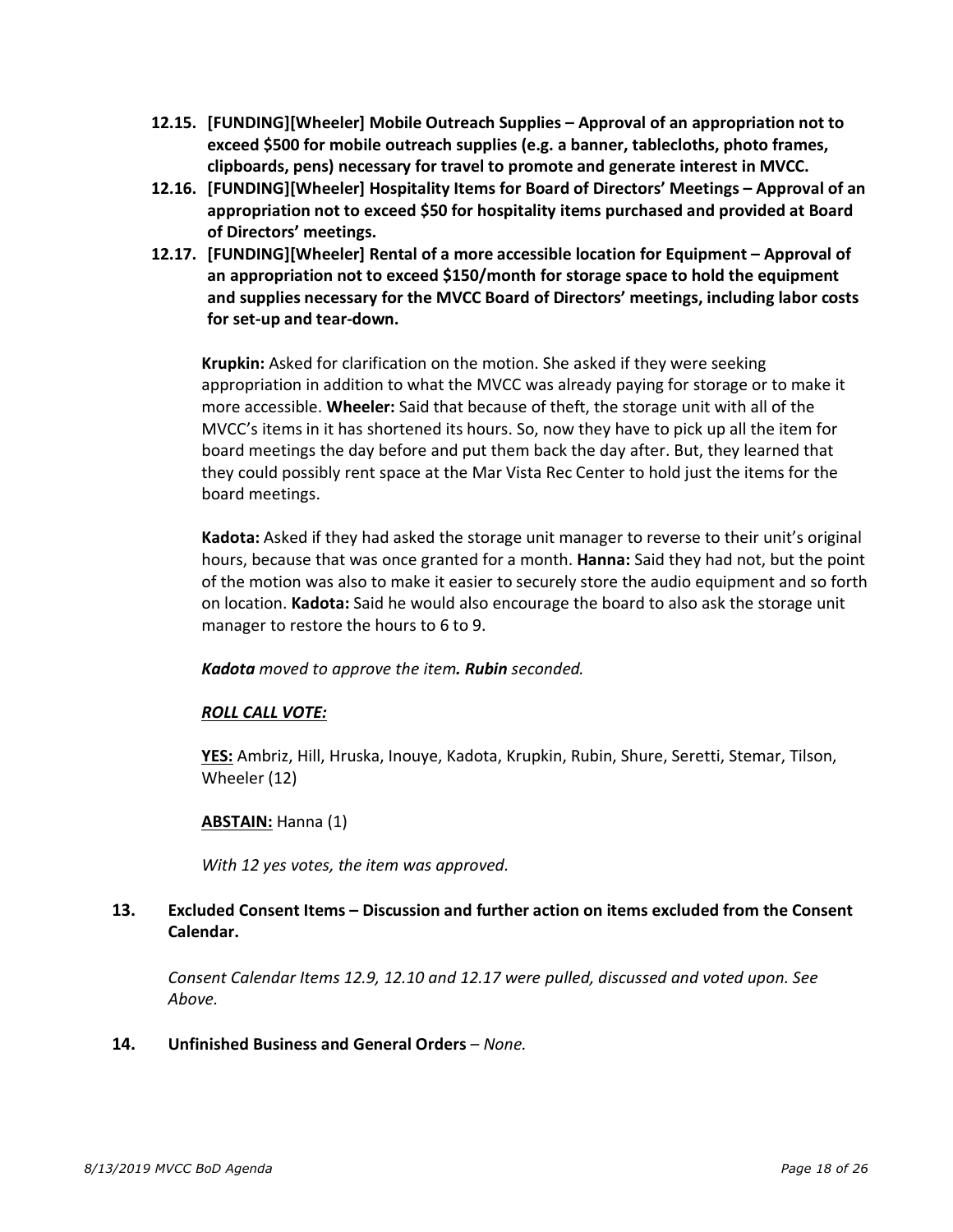**12.15. [FUNDING][Wheeler] Mobile Outreach Supplies – Approval of an appropriation not to exceed $500 for mobile outreach supplies (e.g. a banner, tablecloths, photo frames, clipboards, pens) necessary for travel to promote and generate interest in MVCC.**

**12.16. [FUNDING][Wheeler] Hospitality Items for Board of Directors' Meetings – Approval of an appropriation not to exceed $50 for hospitality items purchased and provided at Board of Directors' meetings.**

**12.17. [FUNDING][Wheeler] Rental of a more accessible location for Equipment – Approval of an appropriation not to exceed $150/month for storage space to hold the equipment and supplies necessary for the MVCC Board of Directors' meetings, including labor costs for set-up and tear-down.**

**Krupkin:** Asked for clarification on the motion. She asked if they were seeking appropriation in addition to what the MVCC was already paying for storage or to make it more accessible. **Wheeler:** Said that because of theft, the storage unit with all of the MVCC's items in it has shortened its hours. So, now they have to pick up all the item for board meetings the day before and put them back the day after. But, they learned that they could possibly rent space at the Mar Vista Rec Center to hold just the items for the board meetings.

**Kadota:** Asked if they had asked the storage unit manager to reverse to their unit's original hours, because that was once granted for a month. **Hanna:** Said they had not, but the point of the motion was also to make it easier to securely store the audio equipment and so forth on location. **Kadota:** Said he would also encourage the board to also ask the storage unit manager to restore the hours to 6 to 9.

***Kadota** moved to approve the item. **Rubin** seconded.*

***ROLL CALL VOTE:***

**YES:** Ambriz, Hill, Hruska, Inouye, Kadota, Krupkin, Rubin, Shure, Seretti, Stemar, Tilson, Wheeler (12)

**ABSTAIN:** Hanna (1)

*With 12 yes votes, the item was approved.*

**13. Excluded Consent Items – Discussion and further action on items excluded from the Consent Calendar.**

*Consent Calendar Items 12.9, 12.10 and 12.17 were pulled, discussed and voted upon. See Above.*

**14. Unfinished Business and General Orders** – *None.*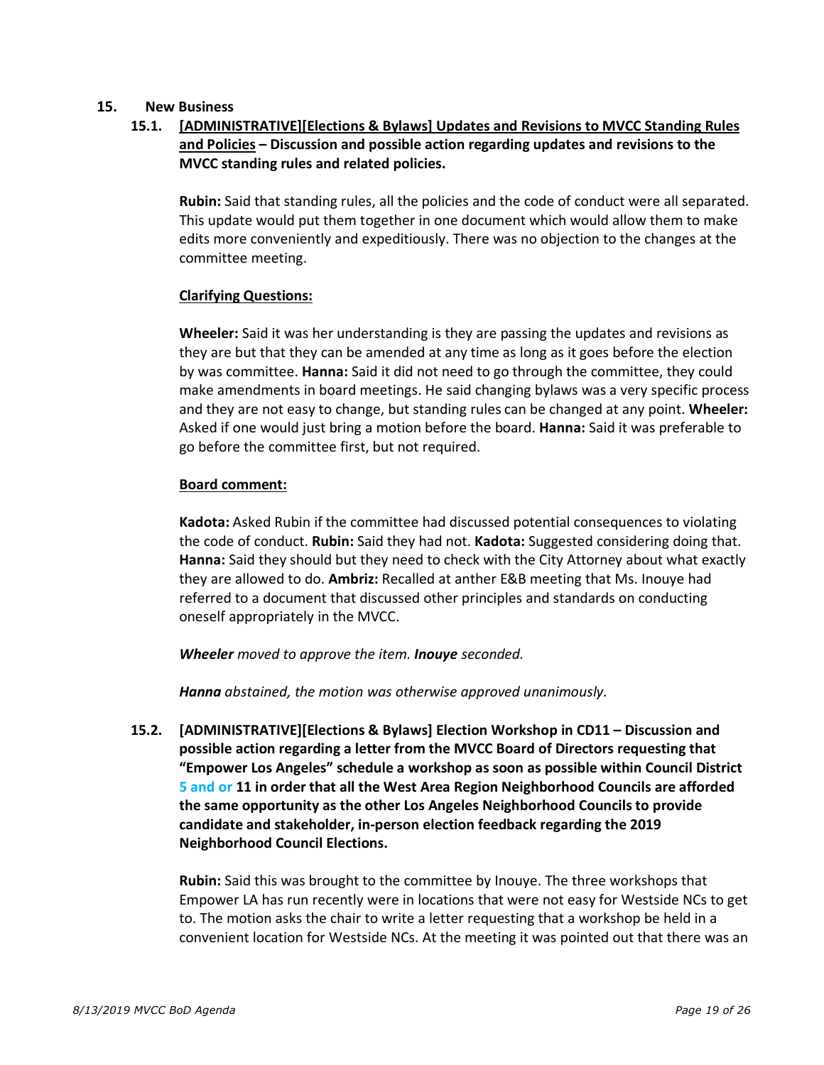## 15. New Business

### 15.1. [ADMINISTRATIVE][Elections & Bylaws] Updates and Revisions to MVCC Standing Rules and Policies – Discussion and possible action regarding updates and revisions to the MVCC standing rules and related policies.

**Rubin:** Said that standing rules, all the policies and the code of conduct were all separated. This update would put them together in one document which would allow them to make edits more conveniently and expeditiously. There was no objection to the changes at the committee meeting.

**Clarifying Questions:**

**Wheeler:** Said it was her understanding is they are passing the updates and revisions as they are but that they can be amended at any time as long as it goes before the election by was committee. **Hanna:** Said it did not need to go through the committee, they could make amendments in board meetings. He said changing bylaws was a very specific process and they are not easy to change, but standing rules can be changed at any point. **Wheeler:** Asked if one would just bring a motion before the board. **Hanna:** Said it was preferable to go before the committee first, but not required.

**Board comment:**

**Kadota:** Asked Rubin if the committee had discussed potential consequences to violating the code of conduct. **Rubin:** Said they had not. **Kadota:** Suggested considering doing that. **Hanna:** Said they should but they need to check with the City Attorney about what exactly they are allowed to do. **Ambriz:** Recalled at anther E&B meeting that Ms. Inouye had referred to a document that discussed other principles and standards on conducting oneself appropriately in the MVCC.

***Wheeler** moved to approve the item. **Inouye** seconded.*

***Hanna** abstained, the motion was otherwise approved unanimously.*

### 15.2. [ADMINISTRATIVE][Elections & Bylaws] Election Workshop in CD11 – Discussion and possible action regarding a letter from the MVCC Board of Directors requesting that "Empower Los Angeles" schedule a workshop as soon as possible within Council District 5 and or 11 in order that all the West Area Region Neighborhood Councils are afforded the same opportunity as the other Los Angeles Neighborhood Councils to provide candidate and stakeholder, in-person election feedback regarding the 2019 Neighborhood Council Elections.

**Rubin:** Said this was brought to the committee by Inouye. The three workshops that Empower LA has run recently were in locations that were not easy for Westside NCs to get to. The motion asks the chair to write a letter requesting that a workshop be held in a convenient location for Westside NCs. At the meeting it was pointed out that there was an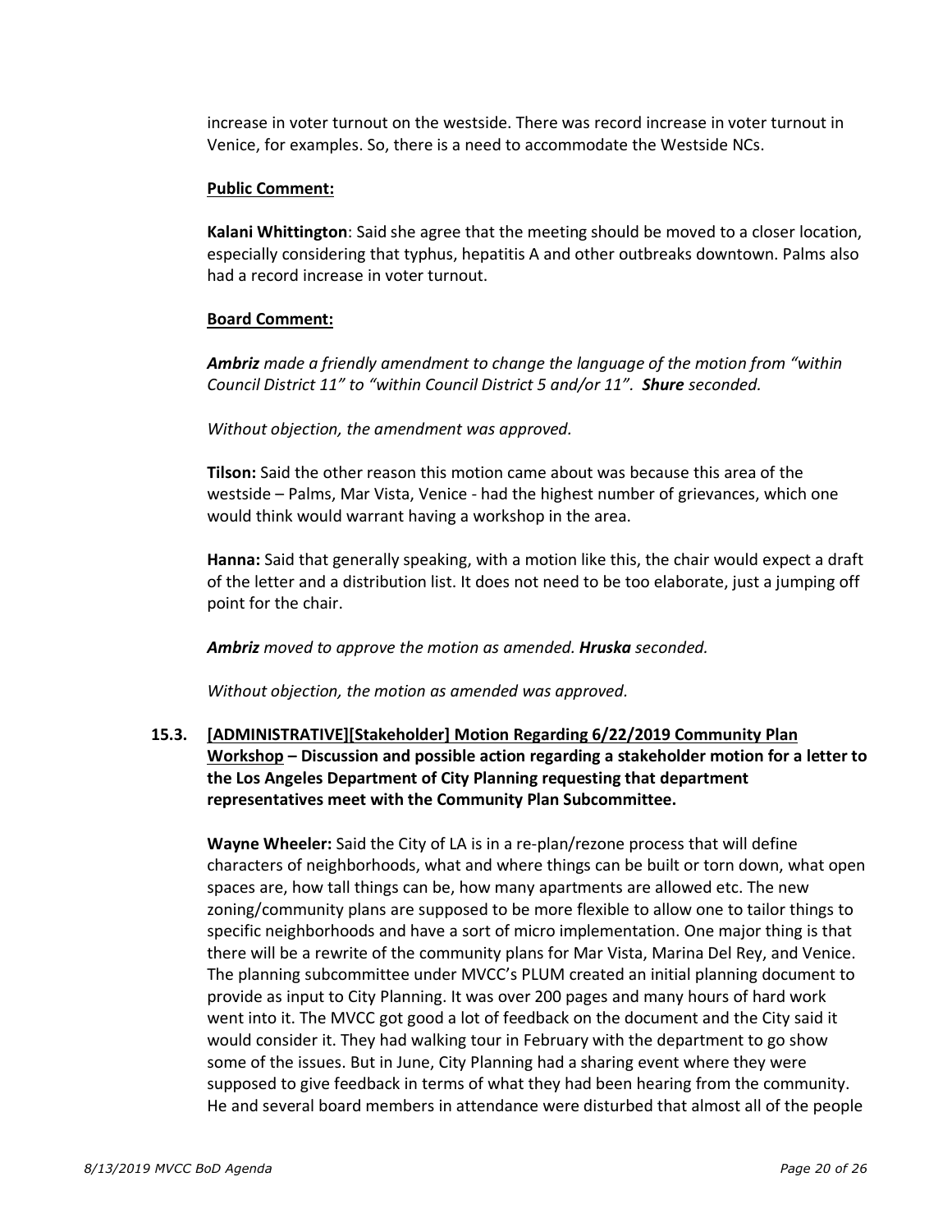increase in voter turnout on the westside. There was record increase in voter turnout in Venice, for examples. So, there is a need to accommodate the Westside NCs.

**Public Comment:**

**Kalani Whittington**: Said she agree that the meeting should be moved to a closer location, especially considering that typhus, hepatitis A and other outbreaks downtown. Palms also had a record increase in voter turnout.

**Board Comment:**

***Ambriz*** *made a friendly amendment to change the language of the motion from "within Council District 11" to "within Council District 5 and/or 11".* ***Shure*** *seconded.*

*Without objection, the amendment was approved.*

**Tilson:** Said the other reason this motion came about was because this area of the westside – Palms, Mar Vista, Venice - had the highest number of grievances, which one would think would warrant having a workshop in the area.

**Hanna:** Said that generally speaking, with a motion like this, the chair would expect a draft of the letter and a distribution list. It does not need to be too elaborate, just a jumping off point for the chair.

***Ambriz*** *moved to approve the motion as amended.* ***Hruska*** *seconded.*

*Without objection, the motion as amended was approved.*

**15.3. [ADMINISTRATIVE][Stakeholder] Motion Regarding 6/22/2019 Community Plan Workshop – Discussion and possible action regarding a stakeholder motion for a letter to the Los Angeles Department of City Planning requesting that department representatives meet with the Community Plan Subcommittee.**

**Wayne Wheeler:** Said the City of LA is in a re-plan/rezone process that will define characters of neighborhoods, what and where things can be built or torn down, what open spaces are, how tall things can be, how many apartments are allowed etc. The new zoning/community plans are supposed to be more flexible to allow one to tailor things to specific neighborhoods and have a sort of micro implementation. One major thing is that there will be a rewrite of the community plans for Mar Vista, Marina Del Rey, and Venice. The planning subcommittee under MVCC's PLUM created an initial planning document to provide as input to City Planning. It was over 200 pages and many hours of hard work went into it. The MVCC got good a lot of feedback on the document and the City said it would consider it. They had walking tour in February with the department to go show some of the issues. But in June, City Planning had a sharing event where they were supposed to give feedback in terms of what they had been hearing from the community. He and several board members in attendance were disturbed that almost all of the people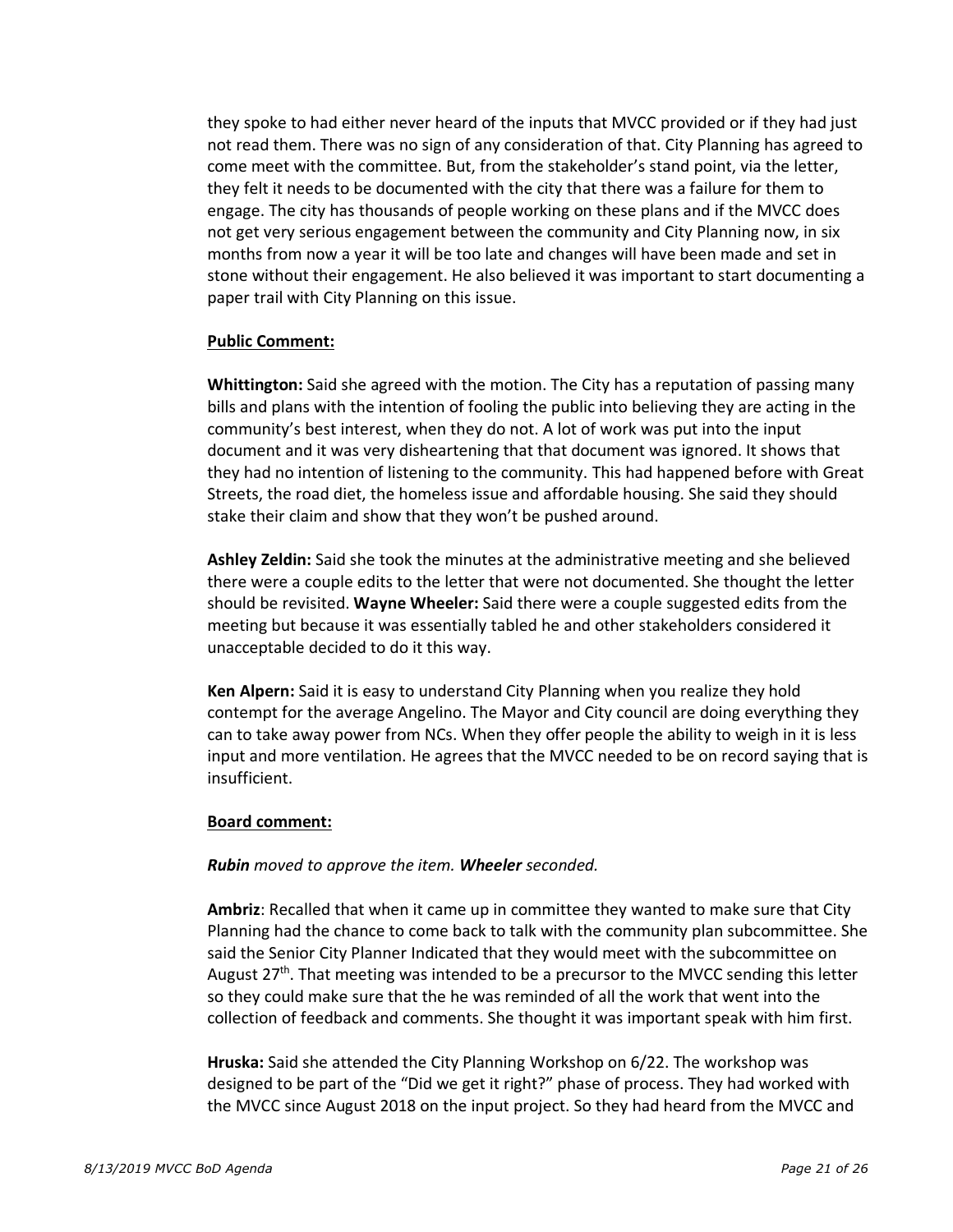they spoke to had either never heard of the inputs that MVCC provided or if they had just not read them. There was no sign of any consideration of that. City Planning has agreed to come meet with the committee. But, from the stakeholder's stand point, via the letter, they felt it needs to be documented with the city that there was a failure for them to engage. The city has thousands of people working on these plans and if the MVCC does not get very serious engagement between the community and City Planning now, in six months from now a year it will be too late and changes will have been made and set in stone without their engagement. He also believed it was important to start documenting a paper trail with City Planning on this issue.

**Public Comment:**

**Whittington:** Said she agreed with the motion. The City has a reputation of passing many bills and plans with the intention of fooling the public into believing they are acting in the community's best interest, when they do not. A lot of work was put into the input document and it was very disheartening that that document was ignored. It shows that they had no intention of listening to the community. This had happened before with Great Streets, the road diet, the homeless issue and affordable housing. She said they should stake their claim and show that they won't be pushed around.

**Ashley Zeldin:** Said she took the minutes at the administrative meeting and she believed there were a couple edits to the letter that were not documented. She thought the letter should be revisited. **Wayne Wheeler:** Said there were a couple suggested edits from the meeting but because it was essentially tabled he and other stakeholders considered it unacceptable decided to do it this way.

**Ken Alpern:** Said it is easy to understand City Planning when you realize they hold contempt for the average Angelino. The Mayor and City council are doing everything they can to take away power from NCs. When they offer people the ability to weigh in it is less input and more ventilation. He agrees that the MVCC needed to be on record saying that is insufficient.

**Board comment:**

***Rubin** moved to approve the item. **Wheeler** seconded.*

**Ambriz**: Recalled that when it came up in committee they wanted to make sure that City Planning had the chance to come back to talk with the community plan subcommittee. She said the Senior City Planner Indicated that they would meet with the subcommittee on August 27th. That meeting was intended to be a precursor to the MVCC sending this letter so they could make sure that the he was reminded of all the work that went into the collection of feedback and comments. She thought it was important speak with him first.

**Hruska:** Said she attended the City Planning Workshop on 6/22. The workshop was designed to be part of the "Did we get it right?" phase of process. They had worked with the MVCC since August 2018 on the input project. So they had heard from the MVCC and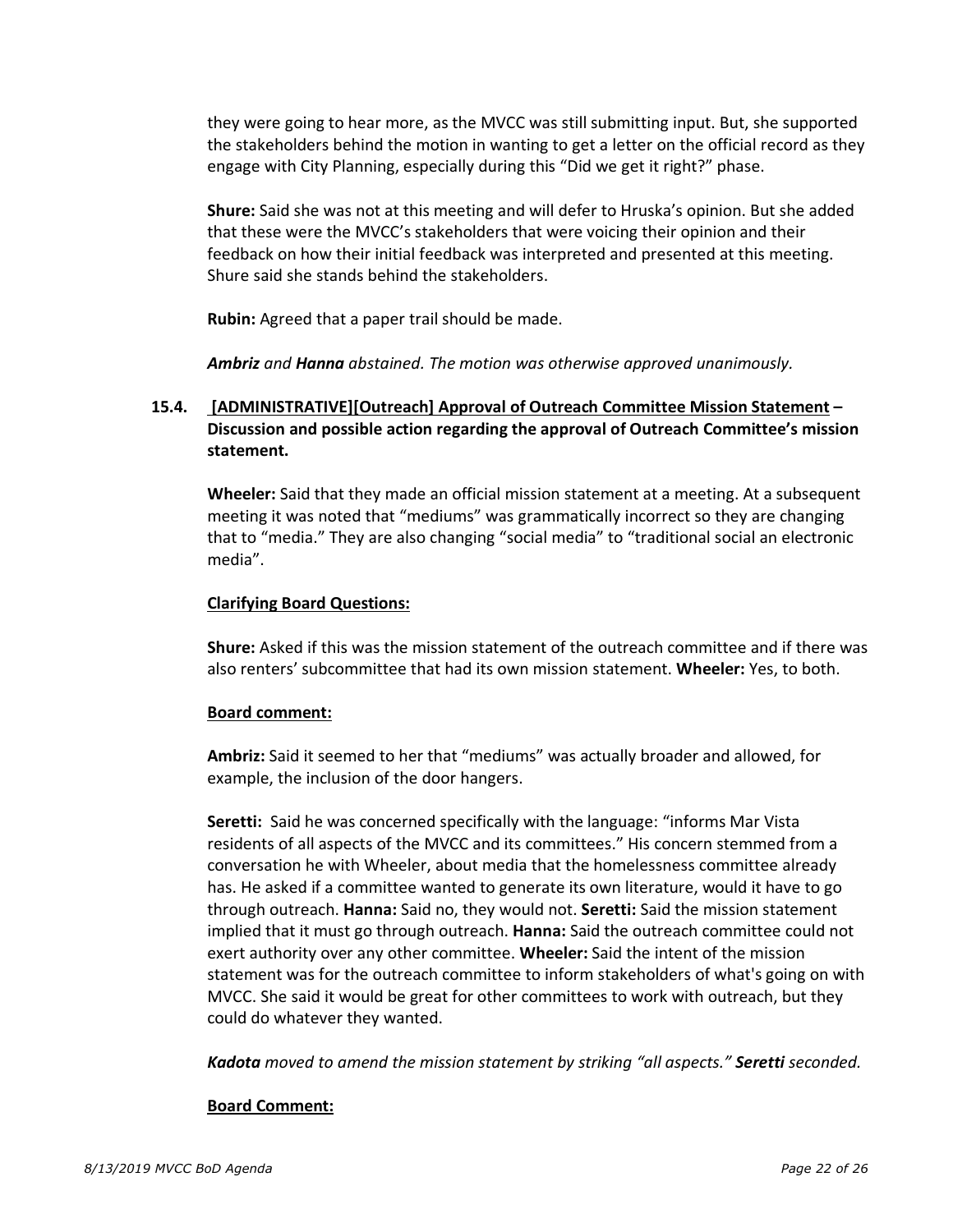they were going to hear more, as the MVCC was still submitting input. But, she supported the stakeholders behind the motion in wanting to get a letter on the official record as they engage with City Planning, especially during this "Did we get it right?" phase.

**Shure:** Said she was not at this meeting and will defer to Hruska's opinion. But she added that these were the MVCC's stakeholders that were voicing their opinion and their feedback on how their initial feedback was interpreted and presented at this meeting. Shure said she stands behind the stakeholders.

**Rubin:** Agreed that a paper trail should be made.

***Ambriz*** *and* ***Hanna*** *abstained. The motion was otherwise approved unanimously.*

### 15.4. [ADMINISTRATIVE][Outreach] Approval of Outreach Committee Mission Statement – Discussion and possible action regarding the approval of Outreach Committee's mission statement.

**Wheeler:** Said that they made an official mission statement at a meeting. At a subsequent meeting it was noted that "mediums" was grammatically incorrect so they are changing that to "media." They are also changing "social media" to "traditional social an electronic media".

**Clarifying Board Questions:**

**Shure:** Asked if this was the mission statement of the outreach committee and if there was also renters' subcommittee that had its own mission statement. **Wheeler:** Yes, to both.

**Board comment:**

**Ambriz:** Said it seemed to her that "mediums" was actually broader and allowed, for example, the inclusion of the door hangers.

**Seretti:** Said he was concerned specifically with the language: "informs Mar Vista residents of all aspects of the MVCC and its committees." His concern stemmed from a conversation he with Wheeler, about media that the homelessness committee already has. He asked if a committee wanted to generate its own literature, would it have to go through outreach. **Hanna:** Said no, they would not. **Seretti:** Said the mission statement implied that it must go through outreach. **Hanna:** Said the outreach committee could not exert authority over any other committee. **Wheeler:** Said the intent of the mission statement was for the outreach committee to inform stakeholders of what's going on with MVCC. She said it would be great for other committees to work with outreach, but they could do whatever they wanted.

***Kadota*** *moved to amend the mission statement by striking "all aspects."* ***Seretti*** *seconded.*

**Board Comment:**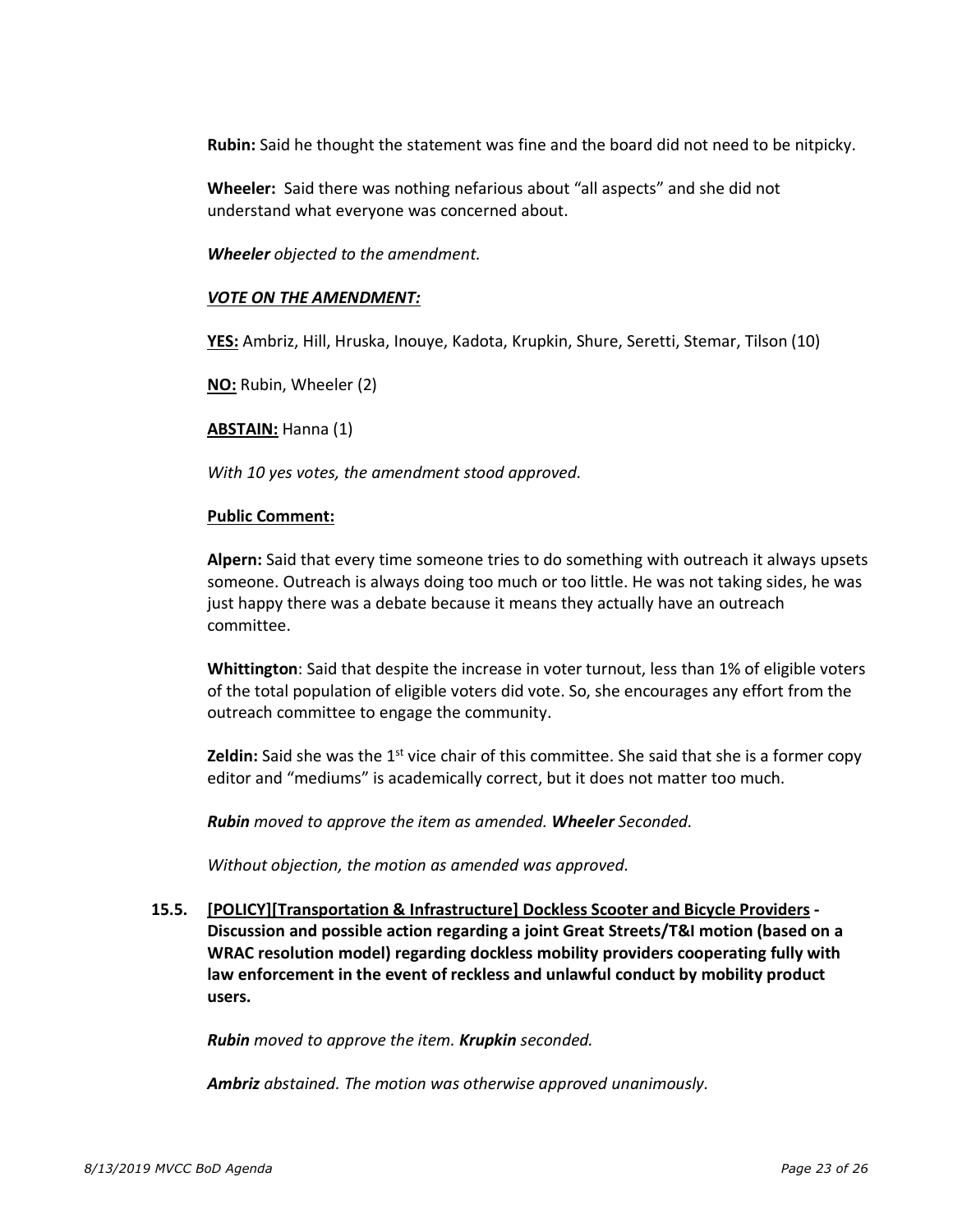**Rubin:** Said he thought the statement was fine and the board did not need to be nitpicky.

**Wheeler:** Said there was nothing nefarious about "all aspects" and she did not understand what everyone was concerned about.

***Wheeler** objected to the amendment.*

***VOTE ON THE AMENDMENT:***

**YES:** Ambriz, Hill, Hruska, Inouye, Kadota, Krupkin, Shure, Seretti, Stemar, Tilson (10)

**NO:** Rubin, Wheeler (2)

**ABSTAIN:** Hanna (1)

*With 10 yes votes, the amendment stood approved.*

**Public Comment:**

**Alpern:** Said that every time someone tries to do something with outreach it always upsets someone. Outreach is always doing too much or too little. He was not taking sides, he was just happy there was a debate because it means they actually have an outreach committee.

**Whittington**: Said that despite the increase in voter turnout, less than 1% of eligible voters of the total population of eligible voters did vote. So, she encourages any effort from the outreach committee to engage the community.

**Zeldin:** Said she was the 1st vice chair of this committee. She said that she is a former copy editor and "mediums" is academically correct, but it does not matter too much.

***Rubin** moved to approve the item as amended. **Wheeler** Seconded.*

*Without objection, the motion as amended was approved.*

**15.5. [POLICY][Transportation & Infrastructure] Dockless Scooter and Bicycle Providers - Discussion and possible action regarding a joint Great Streets/T&I motion (based on a WRAC resolution model) regarding dockless mobility providers cooperating fully with law enforcement in the event of reckless and unlawful conduct by mobility product users.**

***Rubin** moved to approve the item. **Krupkin** seconded.*

***Ambriz** abstained. The motion was otherwise approved unanimously.*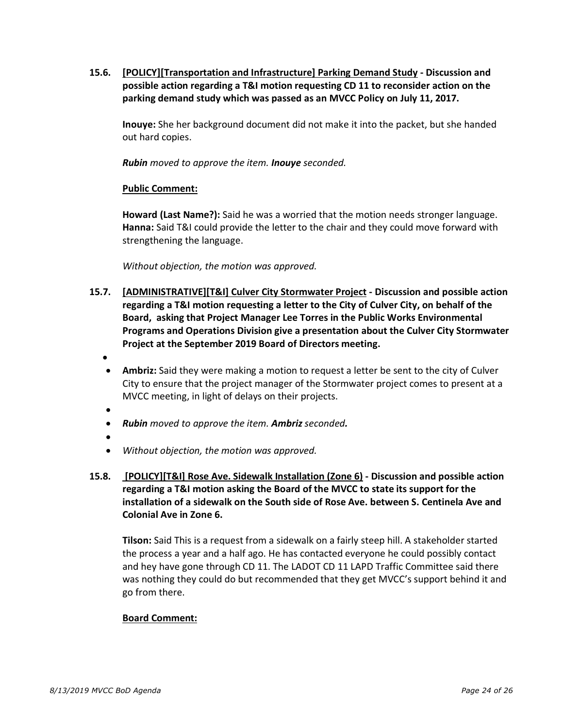**15.6. [POLICY][Transportation and Infrastructure] Parking Demand Study - Discussion and possible action regarding a T&I motion requesting CD 11 to reconsider action on the parking demand study which was passed as an MVCC Policy on July 11, 2017.**

**Inouye:** She her background document did not make it into the packet, but she handed out hard copies.

***Rubin** moved to approve the item. **Inouye** seconded.*

**Public Comment:**

**Howard (Last Name?):** Said he was a worried that the motion needs stronger language.
**Hanna:** Said T&I could provide the letter to the chair and they could move forward with strengthening the language.

*Without objection, the motion was approved.*

**15.7. [ADMINISTRATIVE][T&I] Culver City Stormwater Project - Discussion and possible action regarding a T&I motion requesting a letter to the City of Culver City, on behalf of the Board, asking that Project Manager Lee Torres in the Public Works Environmental Programs and Operations Division give a presentation about the Culver City Stormwater Project at the September 2019 Board of Directors meeting.**

- **Ambriz:** Said they were making a motion to request a letter be sent to the city of Culver City to ensure that the project manager of the Stormwater project comes to present at a MVCC meeting, in light of delays on their projects.
- ***Rubin** moved to approve the item. **Ambriz** seconded.*
- *Without objection, the motion was approved.*

**15.8. [POLICY][T&I] Rose Ave. Sidewalk Installation (Zone 6) - Discussion and possible action regarding a T&I motion asking the Board of the MVCC to state its support for the installation of a sidewalk on the South side of Rose Ave. between S. Centinela Ave and Colonial Ave in Zone 6.**

**Tilson:** Said This is a request from a sidewalk on a fairly steep hill. A stakeholder started the process a year and a half ago. He has contacted everyone he could possibly contact and hey have gone through CD 11. The LADOT CD 11 LAPD Traffic Committee said there was nothing they could do but recommended that they get MVCC's support behind it and go from there.

**Board Comment:**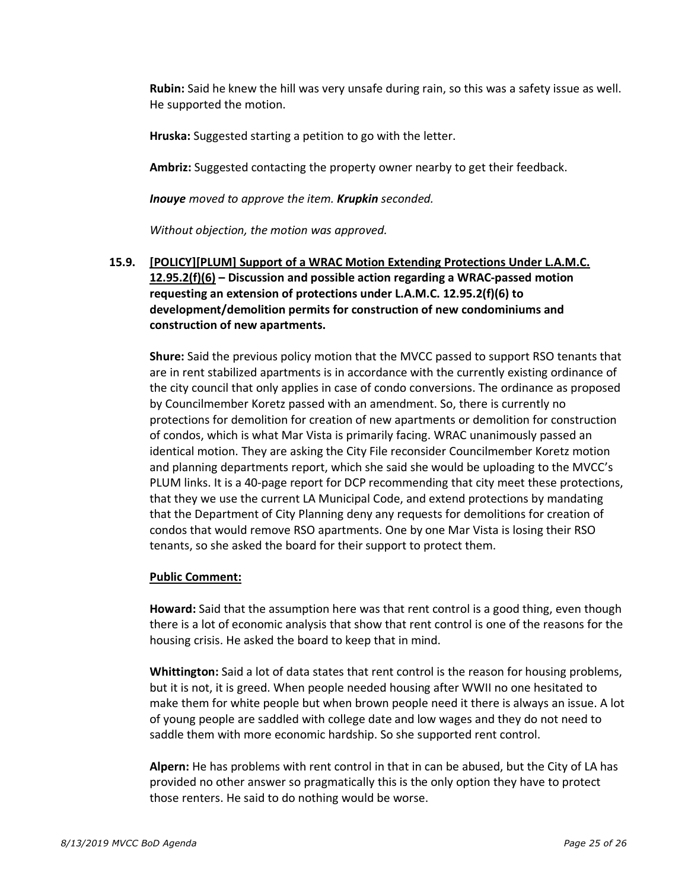**Rubin:** Said he knew the hill was very unsafe during rain, so this was a safety issue as well. He supported the motion.

**Hruska:** Suggested starting a petition to go with the letter.

**Ambriz:** Suggested contacting the property owner nearby to get their feedback.

***Inouye*** *moved to approve the item.* ***Krupkin*** *seconded.*

*Without objection, the motion was approved.*

**15.9. <u>[POLICY][PLUM] Support of a WRAC Motion Extending Protections Under L.A.M.C. 12.95.2(f)(6)</u> – Discussion and possible action regarding a WRAC-passed motion requesting an extension of protections under L.A.M.C. 12.95.2(f)(6) to development/demolition permits for construction of new condominiums and construction of new apartments.**

**Shure:** Said the previous policy motion that the MVCC passed to support RSO tenants that are in rent stabilized apartments is in accordance with the currently existing ordinance of the city council that only applies in case of condo conversions. The ordinance as proposed by Councilmember Koretz passed with an amendment. So, there is currently no protections for demolition for creation of new apartments or demolition for construction of condos, which is what Mar Vista is primarily facing. WRAC unanimously passed an identical motion. They are asking the City File reconsider Councilmember Koretz motion and planning departments report, which she said she would be uploading to the MVCC's PLUM links. It is a 40-page report for DCP recommending that city meet these protections, that they we use the current LA Municipal Code, and extend protections by mandating that the Department of City Planning deny any requests for demolitions for creation of condos that would remove RSO apartments. One by one Mar Vista is losing their RSO tenants, so she asked the board for their support to protect them.

**<u>Public Comment:</u>**

**Howard:** Said that the assumption here was that rent control is a good thing, even though there is a lot of economic analysis that show that rent control is one of the reasons for the housing crisis. He asked the board to keep that in mind.

**Whittington:** Said a lot of data states that rent control is the reason for housing problems, but it is not, it is greed. When people needed housing after WWII no one hesitated to make them for white people but when brown people need it there is always an issue. A lot of young people are saddled with college date and low wages and they do not need to saddle them with more economic hardship. So she supported rent control.

**Alpern:** He has problems with rent control in that in can be abused, but the City of LA has provided no other answer so pragmatically this is the only option they have to protect those renters. He said to do nothing would be worse.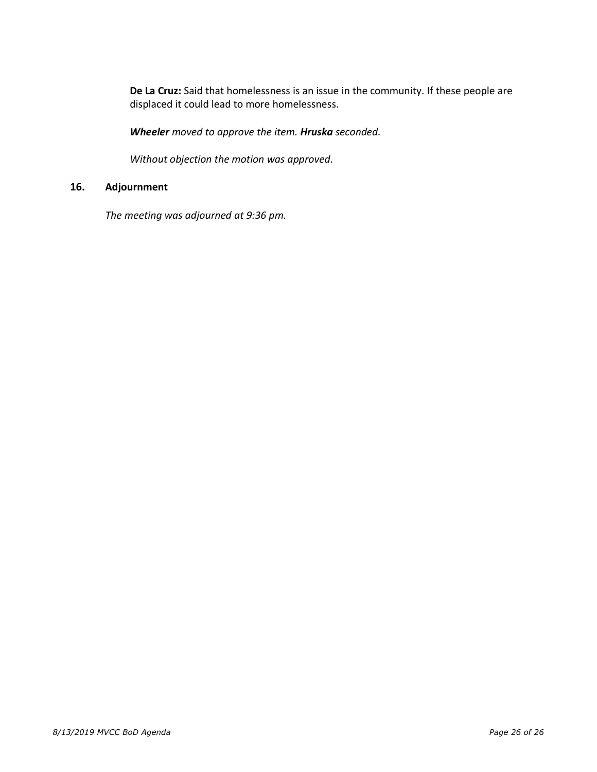**De La Cruz:** Said that homelessness is an issue in the community. If these people are displaced it could lead to more homelessness.

***Wheeler*** *moved to approve the item.* ***Hruska*** *seconded.*

*Without objection the motion was approved.*

## 16. Adjournment

*The meeting was adjourned at 9:36 pm.*